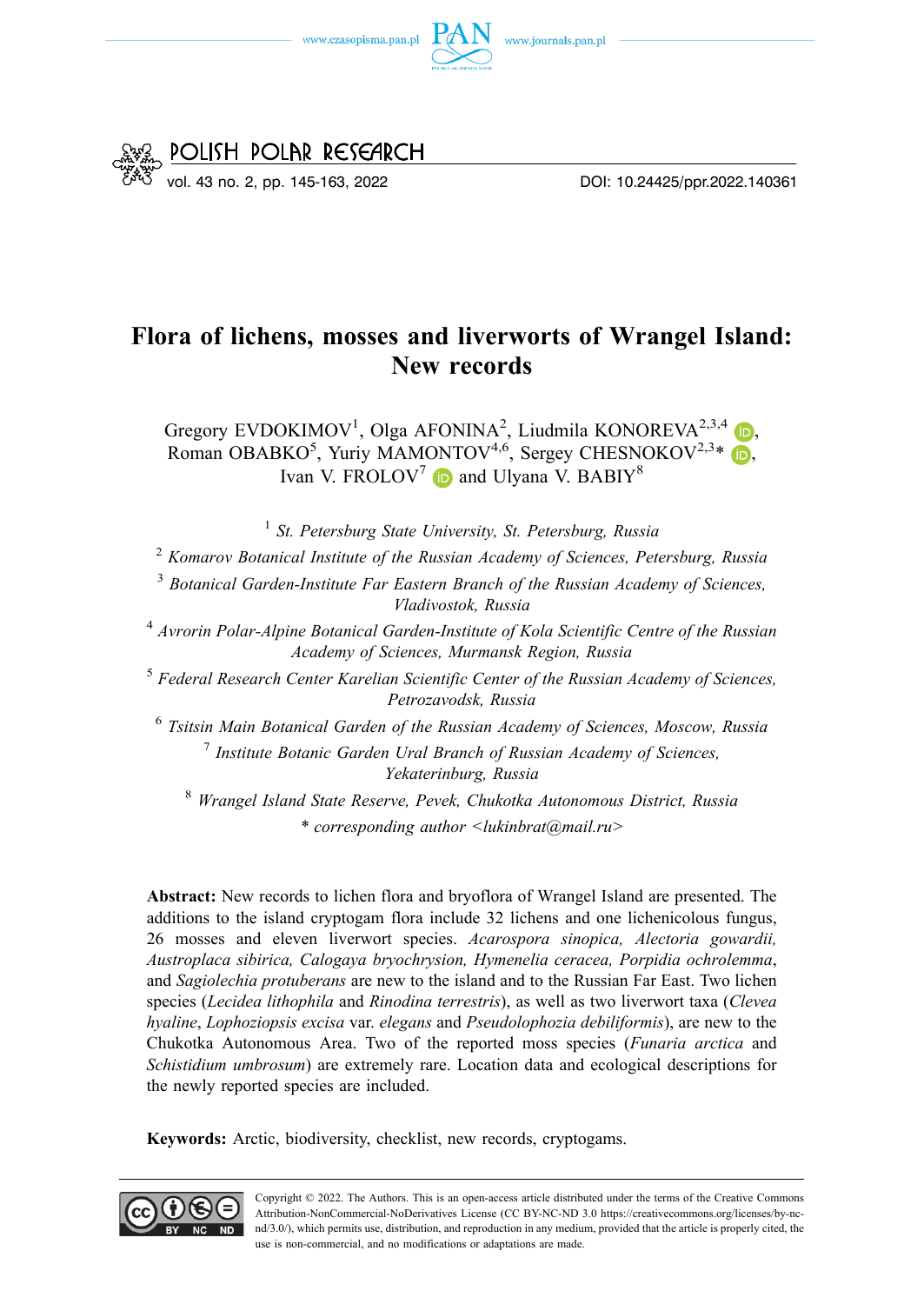# Flora of lichens, mosses and liverworts of Wrangel Island: New records

Gregory EVDOKIMOV[1], Olga AFONINA[2], Liudmila KONOREVA[2,3,4], Roman OBABKO[5], Yuriy MAMONTOV[4,6], Sergey CHESNOKOV[2,3]*, Ivan V. FROLOV[7] and Ulyana V. BABIY[8]

[1] *St. Petersburg State University, St. Petersburg, Russia*

[2] *Komarov Botanical Institute of the Russian Academy of Sciences, Petersburg, Russia*

[3] *Botanical Garden-Institute Far Eastern Branch of the Russian Academy of Sciences, Vladivostok, Russia*

[4] *Avrorin Polar-Alpine Botanical Garden-Institute of Kola Scientific Centre of the Russian Academy of Sciences, Murmansk Region, Russia*

[5] *Federal Research Center Karelian Scientific Center of the Russian Academy of Sciences, Petrozavodsk, Russia*

[6] *Tsitsin Main Botanical Garden of the Russian Academy of Sciences, Moscow, Russia*

[7] *Institute Botanic Garden Ural Branch of Russian Academy of Sciences, Yekaterinburg, Russia*

[8] *Wrangel Island State Reserve, Pevek, Chukotka Autonomous District, Russia*

\* *corresponding author <lukinbrat@mail.ru>*

**Abstract:** New records to lichen flora and bryoflora of Wrangel Island are presented. The additions to the island cryptogam flora include 32 lichens and one lichenicolous fungus, 26 mosses and eleven liverwort species. *Acarospora sinopica, Alectoria gowardii, Austroplaca sibirica, Calogaya bryochrysion, Hymenelia ceracea, Porpidia ochrolemma*, and *Sagiolechia protuberans* are new to the island and to the Russian Far East. Two lichen species (*Lecidea lithophila* and *Rinodina terrestris*), as well as two liverwort taxa (*Clevea hyaline*, *Lophoziopsis excisa* var. *elegans* and *Pseudolophozia debiliformis*), are new to the Chukotka Autonomous Area. Two of the reported moss species (*Funaria arctica* and *Schistidium umbrosum*) are extremely rare. Location data and ecological descriptions for the newly reported species are included.

**Keywords:** Arctic, biodiversity, checklist, new records, cryptogams.

Copyright © 2022. The Authors. This is an open-access article distributed under the terms of the Creative Commons Attribution-NonCommercial-NoDerivatives License (CC BY-NC-ND 3.0 https://creativecommons.org/licenses/by-nc-nd/3.0/), which permits use, distribution, and reproduction in any medium, provided that the article is properly cited, the use is non-commercial, and no modifications or adaptations are made.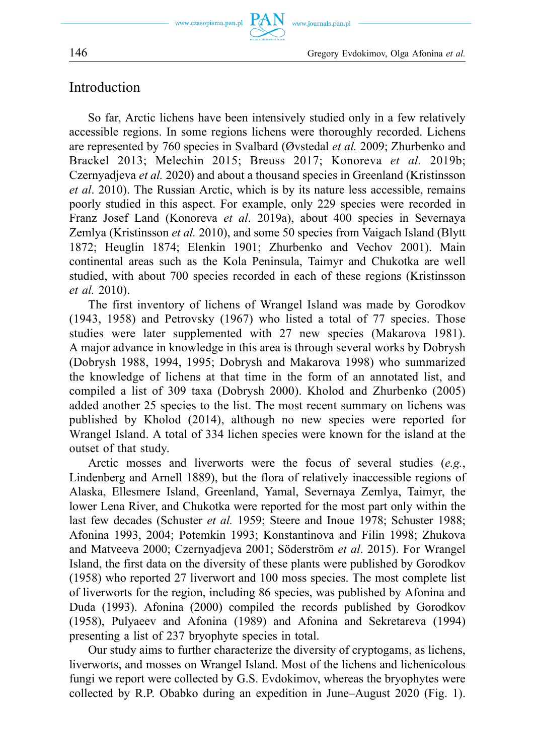## Introduction

So far, Arctic lichens have been intensively studied only in a few relatively accessible regions. In some regions lichens were thoroughly recorded. Lichens are represented by 760 species in Svalbard (Øvstedal *et al.* 2009; Zhurbenko and Brackel 2013; Melechin 2015; Breuss 2017; Konoreva *et al.* 2019b; Czernyadjeva *et al.* 2020) and about a thousand species in Greenland (Kristinsson *et al*. 2010). The Russian Arctic, which is by its nature less accessible, remains poorly studied in this aspect. For example, only 229 species were recorded in Franz Josef Land (Konoreva *et al*. 2019a), about 400 species in Severnaya Zemlya (Kristinsson *et al.* 2010), and some 50 species from Vaigach Island (Blytt 1872; Heuglin 1874; Elenkin 1901; Zhurbenko and Vechov 2001). Main continental areas such as the Kola Peninsula, Taimyr and Chukotka are well studied, with about 700 species recorded in each of these regions (Kristinsson *et al.* 2010).

The first inventory of lichens of Wrangel Island was made by Gorodkov (1943, 1958) and Petrovsky (1967) who listed a total of 77 species. Those studies were later supplemented with 27 new species (Makarova 1981). A major advance in knowledge in this area is through several works by Dobrysh (Dobrysh 1988, 1994, 1995; Dobrysh and Makarova 1998) who summarized the knowledge of lichens at that time in the form of an annotated list, and compiled a list of 309 taxa (Dobrysh 2000). Kholod and Zhurbenko (2005) added another 25 species to the list. The most recent summary on lichens was published by Kholod (2014), although no new species were reported for Wrangel Island. A total of 334 lichen species were known for the island at the outset of that study.

Arctic mosses and liverworts were the focus of several studies (*e.g.*, Lindenberg and Arnell 1889), but the flora of relatively inaccessible regions of Alaska, Ellesmere Island, Greenland, Yamal, Severnaya Zemlya, Taimyr, the lower Lena River, and Chukotka were reported for the most part only within the last few decades (Schuster *et al.* 1959; Steere and Inoue 1978; Schuster 1988; Afonina 1993, 2004; Potemkin 1993; Konstantinova and Filin 1998; Zhukova and Matveeva 2000; Czernyadjeva 2001; Söderström *et al*. 2015). For Wrangel Island, the first data on the diversity of these plants were published by Gorodkov (1958) who reported 27 liverwort and 100 moss species. The most complete list of liverworts for the region, including 86 species, was published by Afonina and Duda (1993). Afonina (2000) compiled the records published by Gorodkov (1958), Pulyaeev and Afonina (1989) and Afonina and Sekretareva (1994) presenting a list of 237 bryophyte species in total.

Our study aims to further characterize the diversity of cryptogams, as lichens, liverworts, and mosses on Wrangel Island. Most of the lichens and lichenicolous fungi we report were collected by G.S. Evdokimov, whereas the bryophytes were collected by R.P. Obabko during an expedition in June–August 2020 (Fig. 1).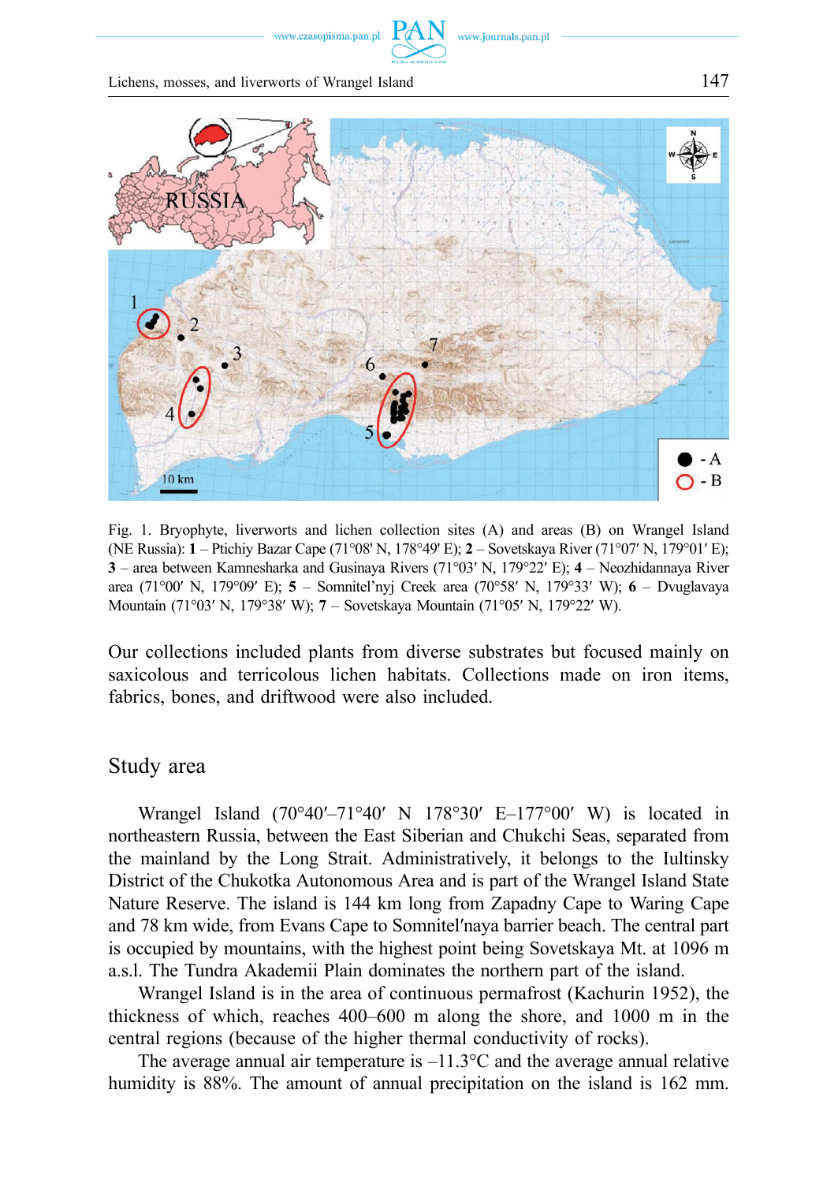Fig. 1. Bryophyte, liverworts and lichen collection sites (A) and areas (B) on Wrangel Island (NE Russia): **1** – Ptichiy Bazar Cape (71°08' N, 178°49' E); **2** – Sovetskaya River (71°07′ N, 179°01′ E); **3** – area between Kamnesharka and Gusinaya Rivers (71°03′ N, 179°22′ E); **4** – Neozhidannaya River area (71°00′ N, 179°09′ E); **5** – Somnitel'nyj Creek area (70°58′ N, 179°33′ W); **6** – Dvuglavaya Mountain (71°03′ N, 179°38′ W); **7** – Sovetskaya Mountain (71°05′ N, 179°22′ W).

Our collections included plants from diverse substrates but focused mainly on saxicolous and terricolous lichen habitats. Collections made on iron items, fabrics, bones, and driftwood were also included.

## Study area

Wrangel Island (70°40′–71°40′ N 178°30′ E–177°00′ W) is located in northeastern Russia, between the East Siberian and Chukchi Seas, separated from the mainland by the Long Strait. Administratively, it belongs to the Iultinsky District of the Chukotka Autonomous Area and is part of the Wrangel Island State Nature Reserve. The island is 144 km long from Zapadny Cape to Waring Cape and 78 km wide, from Evans Cape to Somnitel′naya barrier beach. The central part is occupied by mountains, with the highest point being Sovetskaya Mt. at 1096 m a.s.l. The Tundra Akademii Plain dominates the northern part of the island.

Wrangel Island is in the area of continuous permafrost (Kachurin 1952), the thickness of which, reaches 400–600 m along the shore, and 1000 m in the central regions (because of the higher thermal conductivity of rocks).

The average annual air temperature is –11.3°C and the average annual relative humidity is 88%. The amount of annual precipitation on the island is 162 mm.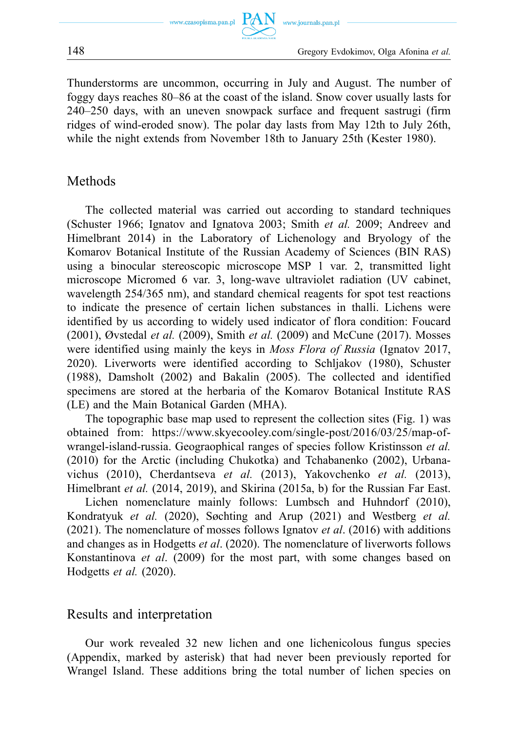Thunderstorms are uncommon, occurring in July and August. The number of foggy days reaches 80–86 at the coast of the island. Snow cover usually lasts for 240–250 days, with an uneven snowpack surface and frequent sastrugi (firm ridges of wind-eroded snow). The polar day lasts from May 12th to July 26th, while the night extends from November 18th to January 25th (Kester 1980).

## Methods

The collected material was carried out according to standard techniques (Schuster 1966; Ignatov and Ignatova 2003; Smith *et al.* 2009; Andreev and Himelbrant 2014) in the Laboratory of Lichenology and Bryology of the Komarov Botanical Institute of the Russian Academy of Sciences (BIN RAS) using a binocular stereoscopic microscope MSP 1 var. 2, transmitted light microscope Micromed 6 var. 3, long-wave ultraviolet radiation (UV cabinet, wavelength 254/365 nm), and standard chemical reagents for spot test reactions to indicate the presence of certain lichen substances in thalli. Lichens were identified by us according to widely used indicator of flora condition: Foucard (2001), Øvstedal *et al.* (2009), Smith *et al.* (2009) and McCune (2017). Mosses were identified using mainly the keys in *Moss Flora of Russia* (Ignatov 2017, 2020). Liverworts were identified according to Schljakov (1980), Schuster (1988), Damsholt (2002) and Bakalin (2005). The collected and identified specimens are stored at the herbaria of the Komarov Botanical Institute RAS (LE) and the Main Botanical Garden (MHA).

The topographic base map used to represent the collection sites (Fig. 1) was obtained from: https://www.skyecooley.com/single-post/2016/03/25/map-of-wrangel-island-russia. Geograophical ranges of species follow Kristinsson *et al.* (2010) for the Arctic (including Chukotka) and Tchabanenko (2002), Urbanavichus (2010), Cherdantseva *et al.* (2013), Yakovchenko *et al.* (2013), Himelbrant *et al.* (2014, 2019), and Skirina (2015a, b) for the Russian Far East.

Lichen nomenclature mainly follows: Lumbsch and Huhndorf (2010), Kondratyuk *et al.* (2020), Søchting and Arup (2021) and Westberg *et al.* (2021). The nomenclature of mosses follows Ignatov *et al*. (2016) with additions and changes as in Hodgetts *et al*. (2020). The nomenclature of liverworts follows Konstantinova *et al*. (2009) for the most part, with some changes based on Hodgetts *et al.* (2020).

## Results and interpretation

Our work revealed 32 new lichen and one lichenicolous fungus species (Appendix, marked by asterisk) that had never been previously reported for Wrangel Island. These additions bring the total number of lichen species on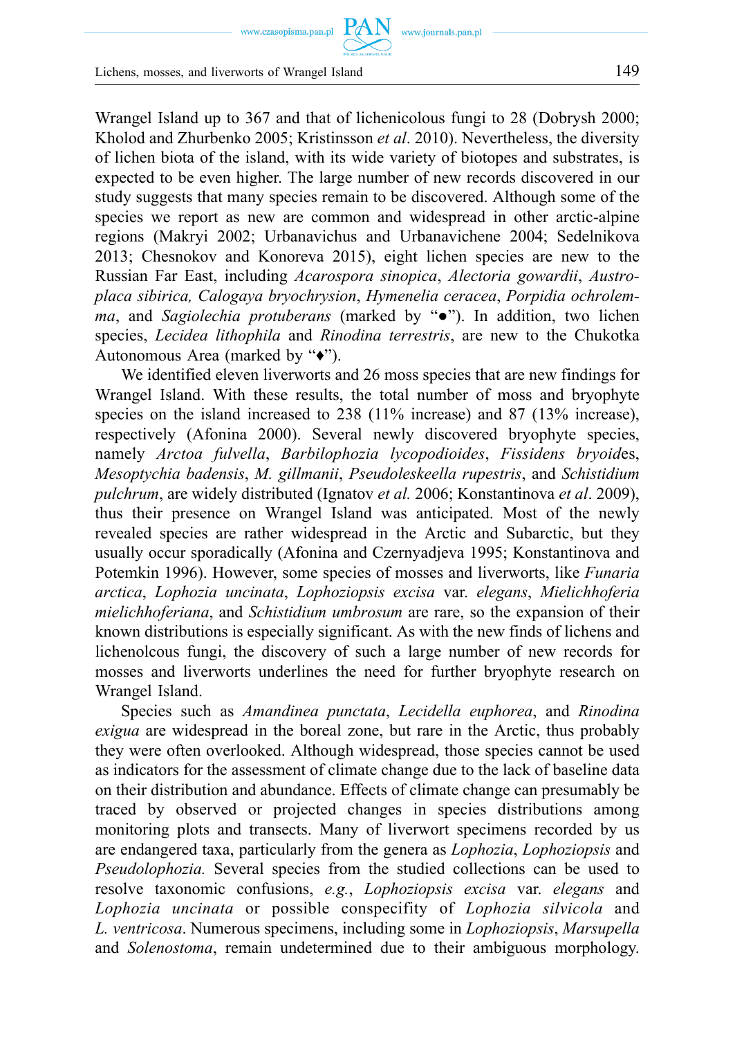Wrangel Island up to 367 and that of lichenicolous fungi to 28 (Dobrysh 2000; Kholod and Zhurbenko 2005; Kristinsson *et al*. 2010). Nevertheless, the diversity of lichen biota of the island, with its wide variety of biotopes and substrates, is expected to be even higher. The large number of new records discovered in our study suggests that many species remain to be discovered. Although some of the species we report as new are common and widespread in other arctic-alpine regions (Makryi 2002; Urbanavichus and Urbanavichene 2004; Sedelnikova 2013; Chesnokov and Konoreva 2015), eight lichen species are new to the Russian Far East, including *Acarospora sinopica*, *Alectoria gowardii*, *Austroplaca sibirica, Calogaya bryochrysion*, *Hymenelia ceracea*, *Porpidia ochrolemma*, and *Sagiolechia protuberans* (marked by "•"). In addition, two lichen species, *Lecidea lithophila* and *Rinodina terrestris*, are new to the Chukotka Autonomous Area (marked by "♦").

We identified eleven liverworts and 26 moss species that are new findings for Wrangel Island. With these results, the total number of moss and bryophyte species on the island increased to 238 (11% increase) and 87 (13% increase), respectively (Afonina 2000). Several newly discovered bryophyte species, namely *Arctoa fulvella*, *Barbilophozia lycopodioides*, *Fissidens bryoid*es, *Mesoptychia badensis*, *M. gillmanii*, *Pseudoleskeella rupestris*, and *Schistidium pulchrum*, are widely distributed (Ignatov *et al.* 2006; Konstantinova *et al*. 2009), thus their presence on Wrangel Island was anticipated. Most of the newly revealed species are rather widespread in the Arctic and Subarctic, but they usually occur sporadically (Afonina and Czernyadjeva 1995; Konstantinova and Potemkin 1996). However, some species of mosses and liverworts, like *Funaria arctica*, *Lophozia uncinata*, *Lophoziopsis excisa* var. *elegans*, *Mielichhoferia mielichhoferiana*, and *Schistidium umbrosum* are rare, so the expansion of their known distributions is especially significant. As with the new finds of lichens and lichenolcous fungi, the discovery of such a large number of new records for mosses and liverworts underlines the need for further bryophyte research on Wrangel Island.

Species such as *Amandinea punctata*, *Lecidella euphorea*, and *Rinodina exigua* are widespread in the boreal zone, but rare in the Arctic, thus probably they were often overlooked. Although widespread, those species cannot be used as indicators for the assessment of climate change due to the lack of baseline data on their distribution and abundance. Effects of climate change can presumably be traced by observed or projected changes in species distributions among monitoring plots and transects. Many of liverwort specimens recorded by us are endangered taxa, particularly from the genera as *Lophozia*, *Lophoziopsis* and *Pseudolophozia.* Several species from the studied collections can be used to resolve taxonomic confusions, *e.g.*, *Lophoziopsis excisa* var. *elegans* and *Lophozia uncinata* or possible conspecifity of *Lophozia silvicola* and *L. ventricosa*. Numerous specimens, including some in *Lophoziopsis*, *Marsupella* and *Solenostoma*, remain undetermined due to their ambiguous morphology.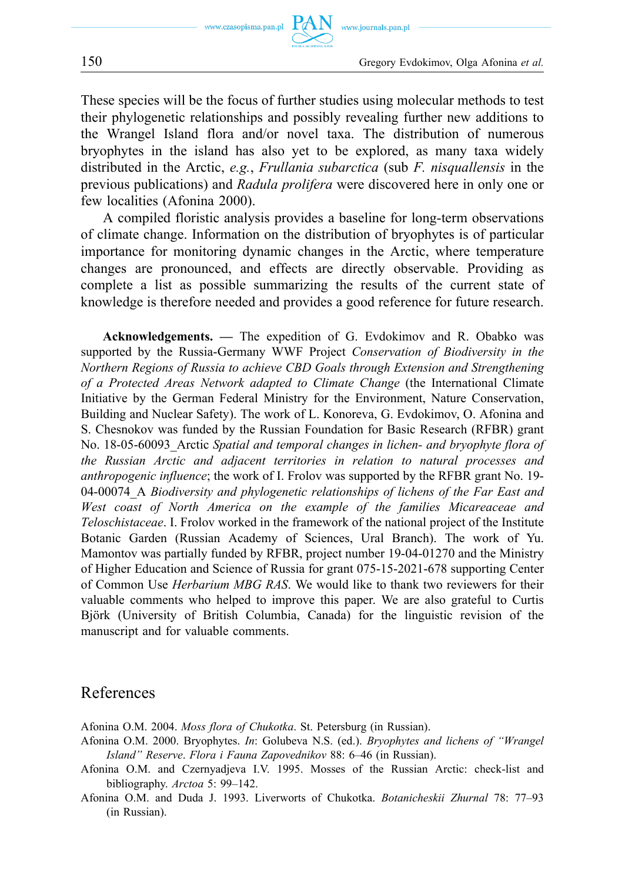These species will be the focus of further studies using molecular methods to test their phylogenetic relationships and possibly revealing further new additions to the Wrangel Island flora and/or novel taxa. The distribution of numerous bryophytes in the island has also yet to be explored, as many taxa widely distributed in the Arctic, *e.g.*, *Frullania subarctica* (sub *F. nisquallensis* in the previous publications) and *Radula prolifera* were discovered here in only one or few localities (Afonina 2000).

A compiled floristic analysis provides a baseline for long-term observations of climate change. Information on the distribution of bryophytes is of particular importance for monitoring dynamic changes in the Arctic, where temperature changes are pronounced, and effects are directly observable. Providing as complete a list as possible summarizing the results of the current state of knowledge is therefore needed and provides a good reference for future research.

**Acknowledgements.** — The expedition of G. Evdokimov and R. Obabko was supported by the Russia-Germany WWF Project *Conservation of Biodiversity in the Northern Regions of Russia to achieve CBD Goals through Extension and Strengthening of a Protected Areas Network adapted to Climate Change* (the International Climate Initiative by the German Federal Ministry for the Environment, Nature Conservation, Building and Nuclear Safety). The work of L. Konoreva, G. Evdokimov, O. Afonina and S. Chesnokov was funded by the Russian Foundation for Basic Research (RFBR) grant No. 18-05-60093_Arctic *Spatial and temporal changes in lichen- and bryophyte flora of the Russian Arctic and adjacent territories in relation to natural processes and anthropogenic influence*; the work of I. Frolov was supported by the RFBR grant No. 19-04-00074_A *Biodiversity and phylogenetic relationships of lichens of the Far East and West coast of North America on the example of the families Micareaceae and Teloschistaceae*. I. Frolov worked in the framework of the national project of the Institute Botanic Garden (Russian Academy of Sciences, Ural Branch). The work of Yu. Mamontov was partially funded by RFBR, project number 19-04-01270 and the Ministry of Higher Education and Science of Russia for grant 075-15-2021-678 supporting Center of Common Use *Herbarium MBG RAS*. We would like to thank two reviewers for their valuable comments who helped to improve this paper. We are also grateful to Curtis Björk (University of British Columbia, Canada) for the linguistic revision of the manuscript and for valuable comments.

## References

Afonina O.M. 2004. *Moss flora of Chukotka*. St. Petersburg (in Russian).

Afonina O.M. 2000. Bryophytes. *In*: Golubeva N.S. (ed.). *Bryophytes and lichens of "Wrangel Island" Reserve*. *Flora i Fauna Zapovednikov* 88: 6–46 (in Russian).

Afonina O.M. and Czernyadjeva I.V. 1995. Mosses of the Russian Arctic: check-list and bibliography. *Arctoa* 5: 99–142.

Afonina O.M. and Duda J. 1993. Liverworts of Chukotka. *Botanicheskii Zhurnal* 78: 77–93 (in Russian).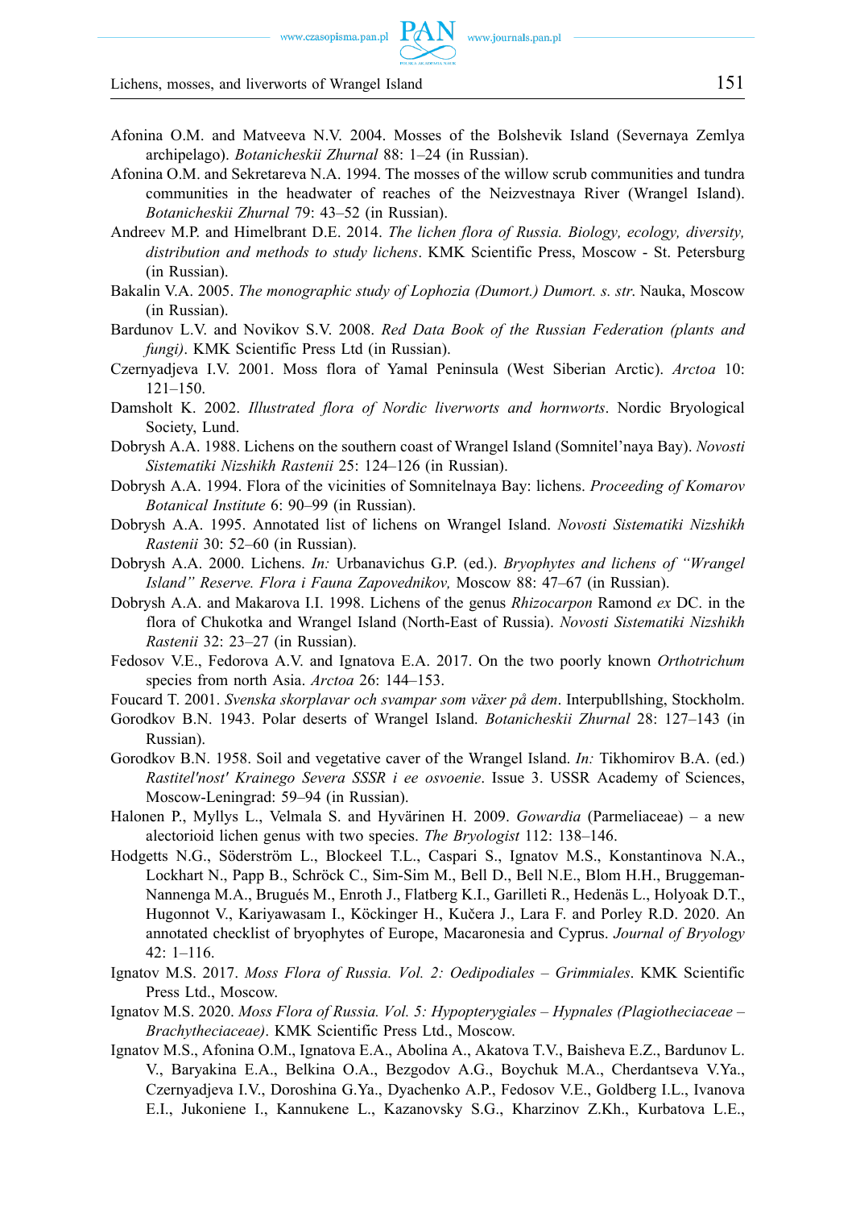Afonina O.M. and Matveeva N.V. 2004. Mosses of the Bolshevik Island (Severnaya Zemlya archipelago). *Botanicheskii Zhurnal* 88: 1–24 (in Russian).

Afonina O.M. and Sekretareva N.A. 1994. The mosses of the willow scrub communities and tundra communities in the headwater of reaches of the Neizvestnaya River (Wrangel Island). *Botanicheskii Zhurnal* 79: 43–52 (in Russian).

Andreev M.P. and Himelbrant D.E. 2014. *The lichen flora of Russia. Biology, ecology, diversity, distribution and methods to study lichens*. KMK Scientific Press, Moscow - St. Petersburg (in Russian).

Bakalin V.A. 2005. *The monographic study of Lophozia (Dumort.) Dumort. s. str*. Nauka, Moscow (in Russian).

Bardunov L.V. and Novikov S.V. 2008. *Red Data Book of the Russian Federation (plants and fungi)*. KMK Scientific Press Ltd (in Russian).

Czernyadjeva I.V. 2001. Moss flora of Yamal Peninsula (West Siberian Arctic). *Arctoa* 10: 121–150.

Damsholt K. 2002. *Illustrated flora of Nordic liverworts and hornworts*. Nordic Bryological Society, Lund.

Dobrysh A.A. 1988. Lichens on the southern coast of Wrangel Island (Somnitel'naya Bay). *Novosti Sistematiki Nizshikh Rastenii* 25: 124–126 (in Russian).

Dobrysh A.A. 1994. Flora of the vicinities of Somnitelnaya Bay: lichens. *Proceeding of Komarov Botanical Institute* 6: 90–99 (in Russian).

Dobrysh A.A. 1995. Annotated list of lichens on Wrangel Island. *Novosti Sistematiki Nizshikh Rastenii* 30: 52–60 (in Russian).

Dobrysh A.A. 2000. Lichens. *In:* Urbanavichus G.P. (ed.). *Bryophytes and lichens of "Wrangel Island" Reserve. Flora i Fauna Zapovednikov,* Moscow 88: 47–67 (in Russian).

Dobrysh A.A. and Makarova I.I. 1998. Lichens of the genus *Rhizocarpon* Ramond *ex* DC. in the flora of Chukotka and Wrangel Island (North-East of Russia). *Novosti Sistematiki Nizshikh Rastenii* 32: 23–27 (in Russian).

Fedosov V.E., Fedorova A.V. and Ignatova E.A. 2017. On the two poorly known *Orthotrichum* species from north Asia. *Arctoa* 26: 144–153.

Foucard T. 2001. *Svenska skorplavar och svampar som växer på dem*. Interpubllshing, Stockholm.

Gorodkov B.N. 1943. Polar deserts of Wrangel Island. *Botanicheskii Zhurnal* 28: 127–143 (in Russian).

Gorodkov B.N. 1958. Soil and vegetative caver of the Wrangel Island. *In:* Tikhomirov B.A. (ed.) *Rastitel'nost' Krainego Severa SSSR i ee osvoenie*. Issue 3. USSR Academy of Sciences, Moscow-Leningrad: 59–94 (in Russian).

Halonen P., Myllys L., Velmala S. and Hyvärinen H. 2009. *Gowardia* (Parmeliaceae) – a new alectorioid lichen genus with two species. *The Bryologist* 112: 138–146.

Hodgetts N.G., Söderström L., Blockeel T.L., Caspari S., Ignatov M.S., Konstantinova N.A., Lockhart N., Papp B., Schröck C., Sim-Sim M., Bell D., Bell N.E., Blom H.H., Bruggeman-Nannenga M.A., Brugués M., Enroth J., Flatberg K.I., Garilleti R., Hedenäs L., Holyoak D.T., Hugonnot V., Kariyawasam I., Köckinger H., Kučera J., Lara F. and Porley R.D. 2020. An annotated checklist of bryophytes of Europe, Macaronesia and Cyprus. *Journal of Bryology* 42: 1–116.

Ignatov M.S. 2017. *Moss Flora of Russia. Vol. 2: Oedipodiales – Grimmiales*. KMK Scientific Press Ltd., Moscow.

Ignatov M.S. 2020. *Moss Flora of Russia. Vol. 5: Hypopterygiales – Hypnales (Plagiotheciaceae – Brachytheciaceae)*. KMK Scientific Press Ltd., Moscow.

Ignatov M.S., Afonina O.M., Ignatova E.A., Abolina A., Akatova T.V., Baisheva E.Z., Bardunov L. V., Baryakina E.A., Belkina O.A., Bezgodov A.G., Boychuk M.A., Cherdantseva V.Ya., Czernyadjeva I.V., Doroshina G.Ya., Dyachenko A.P., Fedosov V.E., Goldberg I.L., Ivanova E.I., Jukoniene I., Kannukene L., Kazanovsky S.G., Kharzinov Z.Kh., Kurbatova L.E.,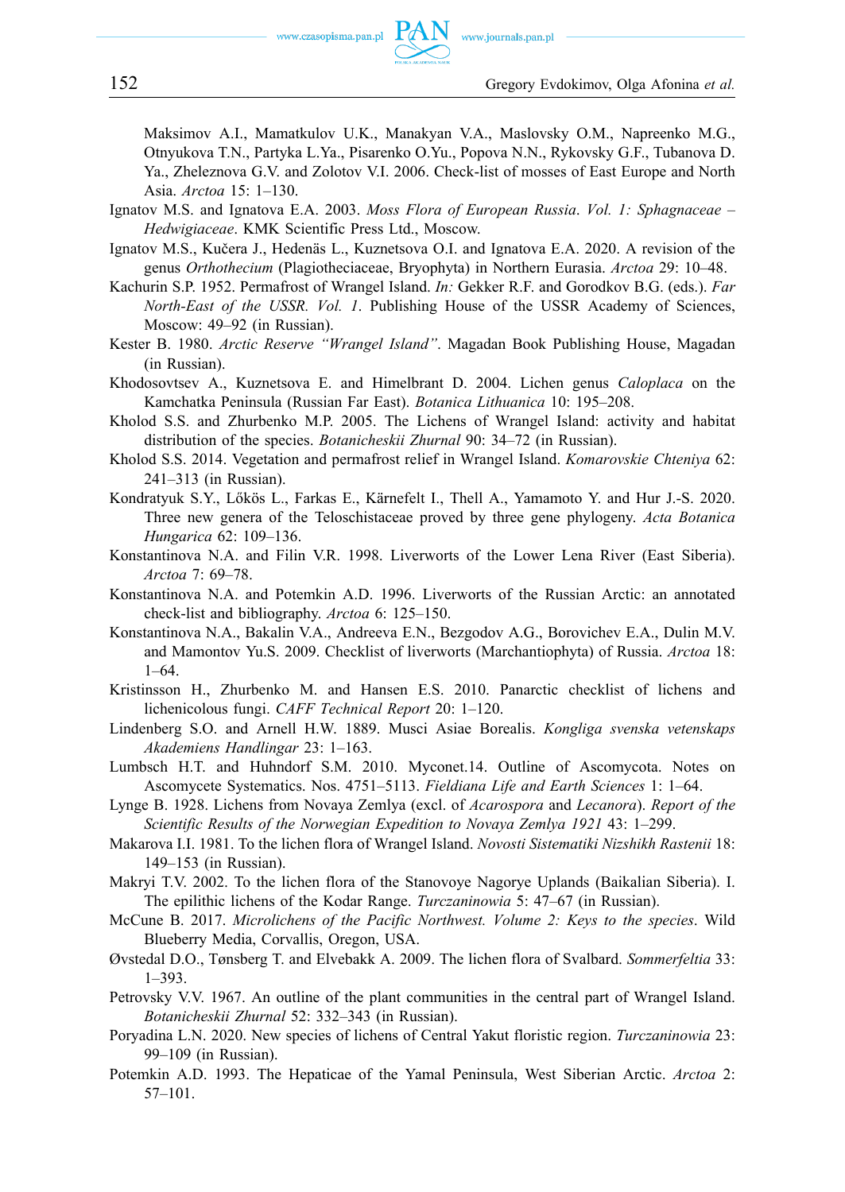Maksimov A.I., Mamatkulov U.K., Manakyan V.A., Maslovsky O.M., Napreenko M.G., Otnyukova T.N., Partyka L.Ya., Pisarenko O.Yu., Popova N.N., Rykovsky G.F., Tubanova D. Ya., Zheleznova G.V. and Zolotov V.I. 2006. Check-list of mosses of East Europe and North Asia. *Arctoa* 15: 1–130.

Ignatov M.S. and Ignatova E.A. 2003. *Moss Flora of European Russia*. *Vol. 1: Sphagnaceae – Hedwigiaceae*. KMK Scientific Press Ltd., Moscow.

Ignatov M.S., Kučera J., Hedenäs L., Kuznetsova O.I. and Ignatova E.A. 2020. A revision of the genus *Orthothecium* (Plagiotheciaceae, Bryophyta) in Northern Eurasia. *Arctoa* 29: 10–48.

Kachurin S.P. 1952. Permafrost of Wrangel Island. *In:* Gekker R.F. and Gorodkov B.G. (eds.). *Far North-East of the USSR. Vol. 1*. Publishing House of the USSR Academy of Sciences, Moscow: 49–92 (in Russian).

Kester B. 1980. *Arctic Reserve "Wrangel Island"*. Magadan Book Publishing House, Magadan (in Russian).

Khodosovtsev A., Kuznetsova E. and Himelbrant D. 2004. Lichen genus *Caloplaca* on the Kamchatka Peninsula (Russian Far East). *Botanica Lithuanica* 10: 195–208.

Kholod S.S. and Zhurbenko M.P. 2005. The Lichens of Wrangel Island: activity and habitat distribution of the species. *Botanicheskii Zhurnal* 90: 34–72 (in Russian).

Kholod S.S. 2014. Vegetation and permafrost relief in Wrangel Island. *Komarovskie Chteniya* 62: 241–313 (in Russian).

Kondratyuk S.Y., Lőkös L., Farkas E., Kärnefelt I., Thell A., Yamamoto Y. and Hur J.-S. 2020. Three new genera of the Teloschistaceae proved by three gene phylogeny. *Acta Botanica Hungarica* 62: 109–136.

Konstantinova N.A. and Filin V.R. 1998. Liverworts of the Lower Lena River (East Siberia). *Arctoa* 7: 69–78.

Konstantinova N.A. and Potemkin A.D. 1996. Liverworts of the Russian Arctic: an annotated check-list and bibliography. *Arctoa* 6: 125–150.

Konstantinova N.A., Bakalin V.A., Andreeva E.N., Bezgodov A.G., Borovichev E.A., Dulin M.V. and Mamontov Yu.S. 2009. Checklist of liverworts (Marchantiophyta) of Russia. *Arctoa* 18: 1–64.

Kristinsson H., Zhurbenko M. and Hansen E.S. 2010. Panarctic checklist of lichens and lichenicolous fungi. *CAFF Technical Report* 20: 1–120.

Lindenberg S.O. and Arnell H.W. 1889. Musci Asiae Borealis. *Kongliga svenska vetenskaps Akademiens Handlingar* 23: 1–163.

Lumbsch H.T. and Huhndorf S.M. 2010. Myconet.14. Outline of Ascomycota. Notes on Ascomycete Systematics. Nos. 4751–5113. *Fieldiana Life and Earth Sciences* 1: 1–64.

Lynge B. 1928. Lichens from Novaya Zemlya (excl. of *Acarospora* and *Lecanora*). *Report of the Scientific Results of the Norwegian Expedition to Novaya Zemlya 1921* 43: 1–299.

Makarova I.I. 1981. To the lichen flora of Wrangel Island. *Novosti Sistematiki Nizshikh Rastenii* 18: 149–153 (in Russian).

Makryi T.V. 2002. To the lichen flora of the Stanovoye Nagorye Uplands (Baikalian Siberia). I. The epilithic lichens of the Kodar Range. *Turczaninowia* 5: 47–67 (in Russian).

McCune B. 2017. *Microlichens of the Pacific Northwest. Volume 2: Keys to the species*. Wild Blueberry Media, Corvallis, Oregon, USA.

Øvstedal D.O., Tønsberg T. and Elvebakk A. 2009. The lichen flora of Svalbard. *Sommerfeltia* 33: 1–393.

Petrovsky V.V. 1967. An outline of the plant communities in the central part of Wrangel Island. *Botanicheskii Zhurnal* 52: 332–343 (in Russian).

Poryadina L.N. 2020. New species of lichens of Central Yakut floristic region. *Turczaninowia* 23: 99–109 (in Russian).

Potemkin A.D. 1993. The Hepaticae of the Yamal Peninsula, West Siberian Arctic. *Arctoa* 2: 57–101.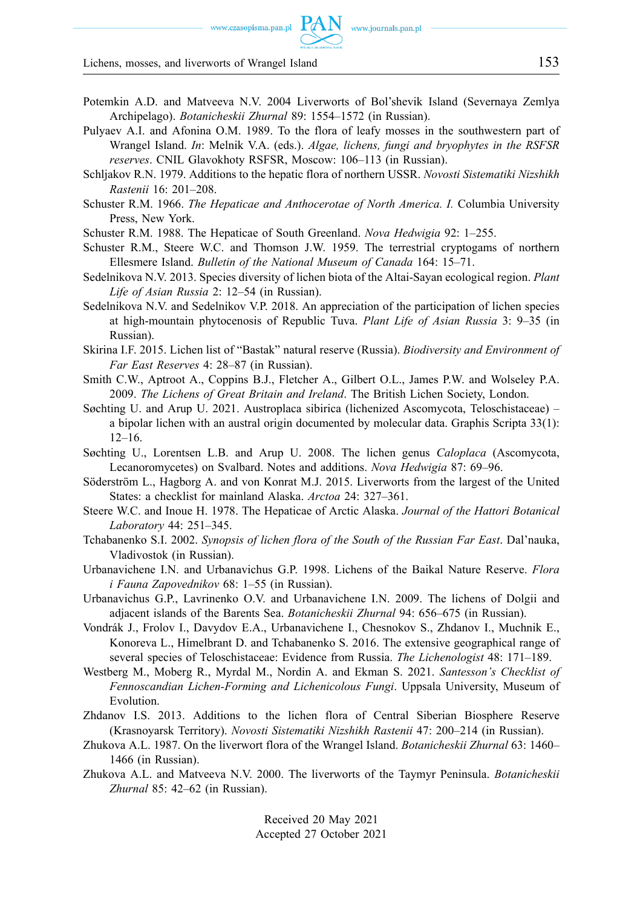Potemkin A.D. and Matveeva N.V. 2004 Liverworts of Bol'shevik Island (Severnaya Zemlya Archipelago). *Botanicheskii Zhurnal* 89: 1554–1572 (in Russian).

Pulyaev A.I. and Afonina O.M. 1989. To the flora of leafy mosses in the southwestern part of Wrangel Island. *In*: Melnik V.A. (eds.). *Algae, lichens, fungi and bryophytes in the RSFSR reserves*. CNIL Glavokhoty RSFSR, Moscow: 106–113 (in Russian).

Schljakov R.N. 1979. Additions to the hepatic flora of northern USSR. *Novosti Sistematiki Nizshikh Rastenii* 16: 201–208.

Schuster R.M. 1966. *The Hepaticae and Anthocerotae of North America. I.* Columbia University Press, New York.

Schuster R.M. 1988. The Hepaticae of South Greenland. *Nova Hedwigia* 92: 1–255.

Schuster R.M., Steere W.C. and Thomson J.W. 1959. The terrestrial cryptogams of northern Ellesmere Island. *Bulletin of the National Museum of Canada* 164: 15–71.

Sedelnikova N.V. 2013. Species diversity of lichen biota of the Altai-Sayan ecological region. *Plant Life of Asian Russia* 2: 12–54 (in Russian).

Sedelnikova N.V. and Sedelnikov V.P. 2018. An appreciation of the participation of lichen species at high-mountain phytocenosis of Republic Tuva. *Plant Life of Asian Russia* 3: 9–35 (in Russian).

Skirina I.F. 2015. Lichen list of "Bastak" natural reserve (Russia). *Biodiversity and Environment of Far East Reserves* 4: 28–87 (in Russian).

Smith C.W., Aptroot A., Coppins B.J., Fletcher A., Gilbert O.L., James P.W. and Wolseley P.A. 2009. *The Lichens of Great Britain and Ireland*. The British Lichen Society, London.

Søchting U. and Arup U. 2021. Austroplaca sibirica (lichenized Ascomycota, Teloschistaceae) – a bipolar lichen with an austral origin documented by molecular data. Graphis Scripta 33(1): 12–16.

Søchting U., Lorentsen L.B. and Arup U. 2008. The lichen genus *Caloplaca* (Ascomycota, Lecanoromycetes) on Svalbard. Notes and additions. *Nova Hedwigia* 87: 69–96.

Söderström L., Hagborg A. and von Konrat M.J. 2015. Liverworts from the largest of the United States: a checklist for mainland Alaska. *Arctoa* 24: 327–361.

Steere W.C. and Inoue H. 1978. The Hepaticae of Arctic Alaska. *Journal of the Hattori Botanical Laboratory* 44: 251–345.

Tchabanenko S.I. 2002. *Synopsis of lichen flora of the South of the Russian Far East*. Dal'nauka, Vladivostok (in Russian).

Urbanavichene I.N. and Urbanavichus G.P. 1998. Lichens of the Baikal Nature Reserve. *Flora i Fauna Zapovednikov* 68: 1–55 (in Russian).

Urbanavichus G.P., Lavrinenko O.V. and Urbanavichene I.N. 2009. The lichens of Dolgii and adjacent islands of the Barents Sea. *Botanicheskii Zhurnal* 94: 656–675 (in Russian).

Vondrák J., Frolov I., Davydov E.A., Urbanavichene I., Chesnokov S., Zhdanov I., Muchnik E., Konoreva L., Himelbrant D. and Tchabanenko S. 2016. The extensive geographical range of several species of Teloschistaceae: Evidence from Russia. *The Lichenologist* 48: 171–189.

Westberg M., Moberg R., Myrdal M., Nordin A. and Ekman S. 2021. *Santesson's Checklist of Fennoscandian Lichen-Forming and Lichenicolous Fungi*. Uppsala University, Museum of Evolution.

Zhdanov I.S. 2013. Additions to the lichen flora of Central Siberian Biosphere Reserve (Krasnoyarsk Territory). *Novosti Sistematiki Nizshikh Rastenii* 47: 200–214 (in Russian).

Zhukova A.L. 1987. On the liverwort flora of the Wrangel Island. *Botanicheskii Zhurnal* 63: 1460–1466 (in Russian).

Zhukova A.L. and Matveeva N.V. 2000. The liverworts of the Taymyr Peninsula. *Botanicheskii Zhurnal* 85: 42–62 (in Russian).

Received 20 May 2021
Accepted 27 October 2021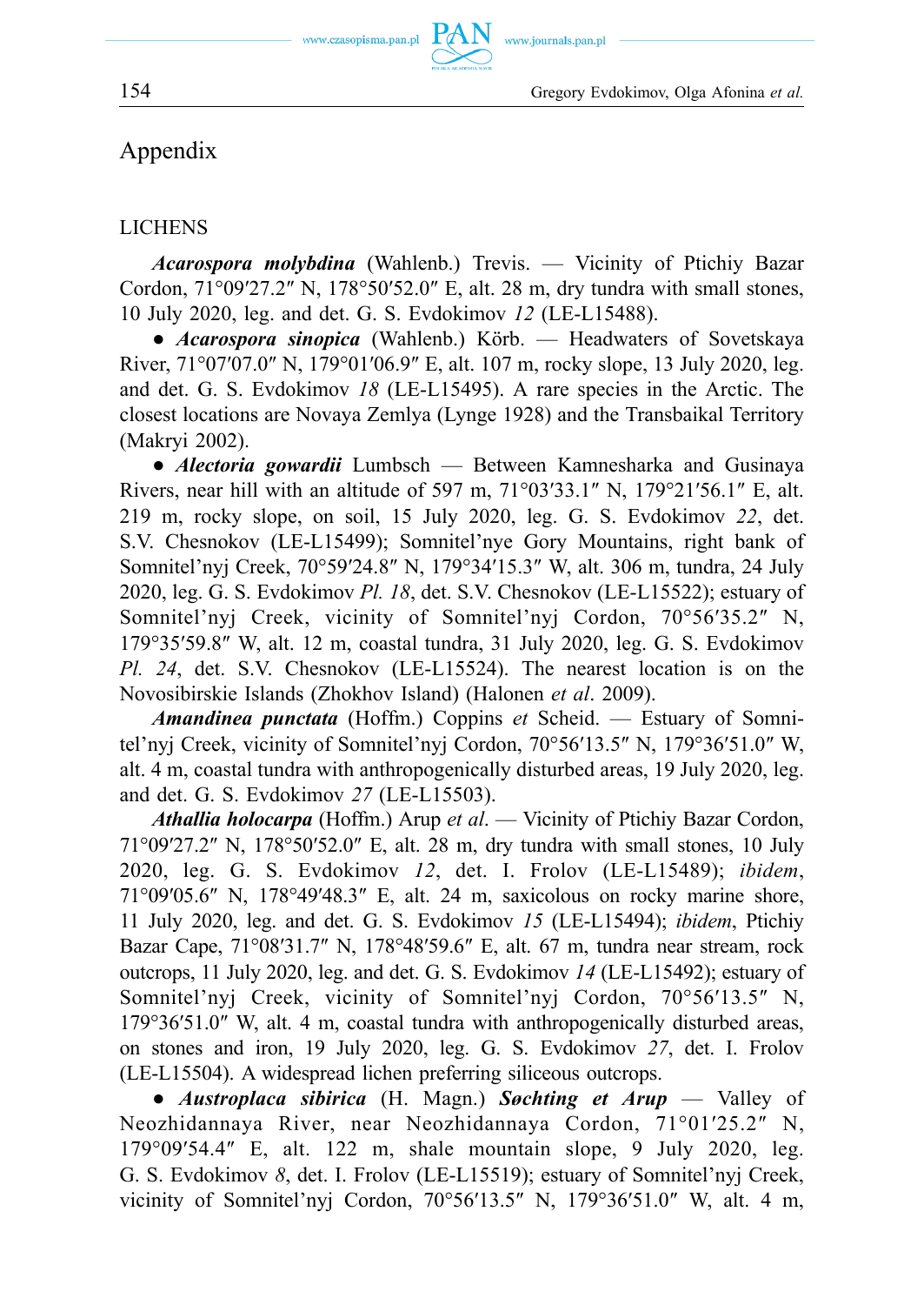# Appendix

## LICHENS

***Acarospora molybdina*** (Wahlenb.) Trevis. — Vicinity of Ptichiy Bazar Cordon, 71°09′27.2″ N, 178°50′52.0″ E, alt. 28 m, dry tundra with small stones, 10 July 2020, leg. and det. G. S. Evdokimov *12* (LE-L15488).

● ***Acarospora sinopica*** (Wahlenb.) Körb. — Headwaters of Sovetskaya River, 71°07′07.0″ N, 179°01′06.9″ E, alt. 107 m, rocky slope, 13 July 2020, leg. and det. G. S. Evdokimov *18* (LE-L15495). A rare species in the Arctic. The closest locations are Novaya Zemlya (Lynge 1928) and the Transbaikal Territory (Makryi 2002).

● ***Alectoria gowardii*** Lumbsch — Between Kamnesharka and Gusinaya Rivers, near hill with an altitude of 597 m, 71°03′33.1″ N, 179°21′56.1″ E, alt. 219 m, rocky slope, on soil, 15 July 2020, leg. G. S. Evdokimov *22*, det. S.V. Chesnokov (LE-L15499); Somnitel'nye Gory Mountains, right bank of Somnitel'nyj Creek, 70°59′24.8″ N, 179°34′15.3″ W, alt. 306 m, tundra, 24 July 2020, leg. G. S. Evdokimov *Pl. 18*, det. S.V. Chesnokov (LE-L15522); estuary of Somnitel'nyj Creek, vicinity of Somnitel'nyj Cordon, 70°56′35.2″ N, 179°35′59.8″ W, alt. 12 m, coastal tundra, 31 July 2020, leg. G. S. Evdokimov *Pl. 24*, det. S.V. Chesnokov (LE-L15524). The nearest location is on the Novosibirskie Islands (Zhokhov Island) (Halonen *et al*. 2009).

***Amandinea punctata*** (Hoffm.) Coppins *et* Scheid. — Estuary of Somnitel'nyj Creek, vicinity of Somnitel'nyj Cordon, 70°56′13.5″ N, 179°36′51.0″ W, alt. 4 m, coastal tundra with anthropogenically disturbed areas, 19 July 2020, leg. and det. G. S. Evdokimov *27* (LE-L15503).

***Athallia holocarpa*** (Hoffm.) Arup *et al*. — Vicinity of Ptichiy Bazar Cordon, 71°09′27.2″ N, 178°50′52.0″ E, alt. 28 m, dry tundra with small stones, 10 July 2020, leg. G. S. Evdokimov *12*, det. I. Frolov (LE-L15489); *ibidem*, 71°09′05.6″ N, 178°49′48.3″ E, alt. 24 m, saxicolous on rocky marine shore, 11 July 2020, leg. and det. G. S. Evdokimov *15* (LE-L15494); *ibidem*, Ptichiy Bazar Cape, 71°08′31.7″ N, 178°48′59.6″ E, alt. 67 m, tundra near stream, rock outcrops, 11 July 2020, leg. and det. G. S. Evdokimov *14* (LE-L15492); estuary of Somnitel'nyj Creek, vicinity of Somnitel'nyj Cordon, 70°56′13.5″ N, 179°36′51.0″ W, alt. 4 m, coastal tundra with anthropogenically disturbed areas, on stones and iron, 19 July 2020, leg. G. S. Evdokimov *27*, det. I. Frolov (LE-L15504). A widespread lichen preferring siliceous outcrops.

● ***Austroplaca sibirica*** (H. Magn.) ***Søchting et Arup*** — Valley of Neozhidannaya River, near Neozhidannaya Cordon, 71°01′25.2″ N, 179°09′54.4″ E, alt. 122 m, shale mountain slope, 9 July 2020, leg. G. S. Evdokimov *8*, det. I. Frolov (LE-L15519); estuary of Somnitel'nyj Creek, vicinity of Somnitel'nyj Cordon, 70°56′13.5″ N, 179°36′51.0″ W, alt. 4 m,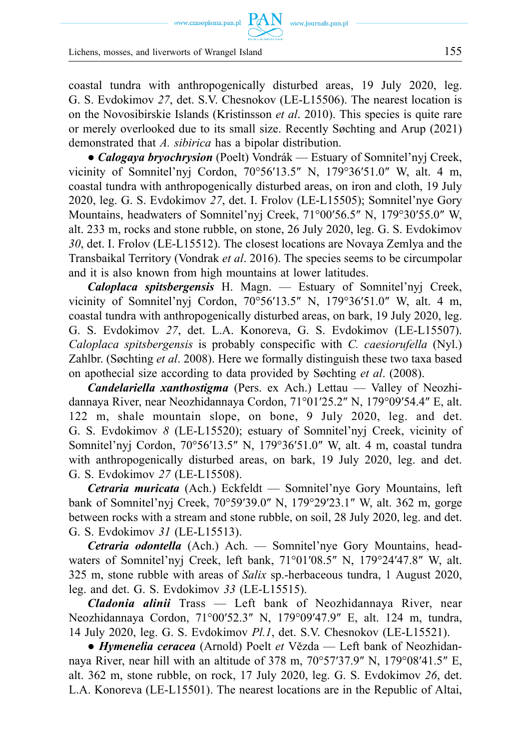coastal tundra with anthropogenically disturbed areas, 19 July 2020, leg. G. S. Evdokimov *27*, det. S.V. Chesnokov (LE-L15506). The nearest location is on the Novosibirskie Islands (Kristinsson *et al*. 2010). This species is quite rare or merely overlooked due to its small size. Recently Søchting and Arup (2021) demonstrated that *A. sibirica* has a bipolar distribution.

● ***Calogaya bryochrysion*** (Poelt) Vondrák — Estuary of Somnitel'nyj Creek, vicinity of Somnitel'nyj Cordon, 70°56′13.5″ N, 179°36′51.0″ W, alt. 4 m, coastal tundra with anthropogenically disturbed areas, on iron and cloth, 19 July 2020, leg. G. S. Evdokimov *27*, det. I. Frolov (LE-L15505); Somnitel'nye Gory Mountains, headwaters of Somnitel'nyj Creek, 71°00′56.5″ N, 179°30′55.0″ W, alt. 233 m, rocks and stone rubble, on stone, 26 July 2020, leg. G. S. Evdokimov *30*, det. I. Frolov (LE-L15512). The closest locations are Novaya Zemlya and the Transbaikal Territory (Vondrak *et al*. 2016). The species seems to be circumpolar and it is also known from high mountains at lower latitudes.

***Caloplaca spitsbergensis*** H. Magn. — Estuary of Somnitel'nyj Creek, vicinity of Somnitel'nyj Cordon, 70°56′13.5″ N, 179°36′51.0″ W, alt. 4 m, coastal tundra with anthropogenically disturbed areas, on bark, 19 July 2020, leg. G. S. Evdokimov *27*, det. L.A. Konoreva, G. S. Evdokimov (LE-L15507). *Caloplaca spitsbergensis* is probably conspecific with *C. caesiorufella* (Nyl.) Zahlbr. (Søchting *et al*. 2008). Here we formally distinguish these two taxa based on apothecial size according to data provided by Søchting *et al*. (2008).

***Candelariella xanthostigma*** (Pers. ex Ach.) Lettau — Valley of Neozhidannaya River, near Neozhidannaya Cordon, 71°01′25.2″ N, 179°09′54.4″ E, alt. 122 m, shale mountain slope, on bone, 9 July 2020, leg. and det. G. S. Evdokimov *8* (LE-L15520); estuary of Somnitel'nyj Creek, vicinity of Somnitel'nyj Cordon, 70°56′13.5″ N, 179°36′51.0″ W, alt. 4 m, coastal tundra with anthropogenically disturbed areas, on bark, 19 July 2020, leg. and det. G. S. Evdokimov *27* (LE-L15508).

***Cetraria muricata*** (Ach.) Eckfeldt — Somnitel'nye Gory Mountains, left bank of Somnitel'nyj Creek, 70°59′39.0″ N, 179°29′23.1″ W, alt. 362 m, gorge between rocks with a stream and stone rubble, on soil, 28 July 2020, leg. and det. G. S. Evdokimov *31* (LE-L15513).

***Cetraria odontella*** (Ach.) Ach. — Somnitel'nye Gory Mountains, headwaters of Somnitel'nyj Creek, left bank, 71°01′08.5″ N, 179°24′47.8″ W, alt. 325 m, stone rubble with areas of *Salix* sp.-herbaceous tundra, 1 August 2020, leg. and det. G. S. Evdokimov *33* (LE-L15515).

***Cladonia alinii*** Trass — Left bank of Neozhidannaya River, near Neozhidannaya Cordon, 71°00′52.3″ N, 179°09′47.9″ E, alt. 124 m, tundra, 14 July 2020, leg. G. S. Evdokimov *Pl.1*, det. S.V. Chesnokov (LE-L15521).

● ***Hymenelia ceracea*** (Arnold) Poelt *et* Vězda — Left bank of Neozhidannaya River, near hill with an altitude of 378 m, 70°57′37.9″ N, 179°08′41.5″ E, alt. 362 m, stone rubble, on rock, 17 July 2020, leg. G. S. Evdokimov *26*, det. L.A. Konoreva (LE-L15501). The nearest locations are in the Republic of Altai,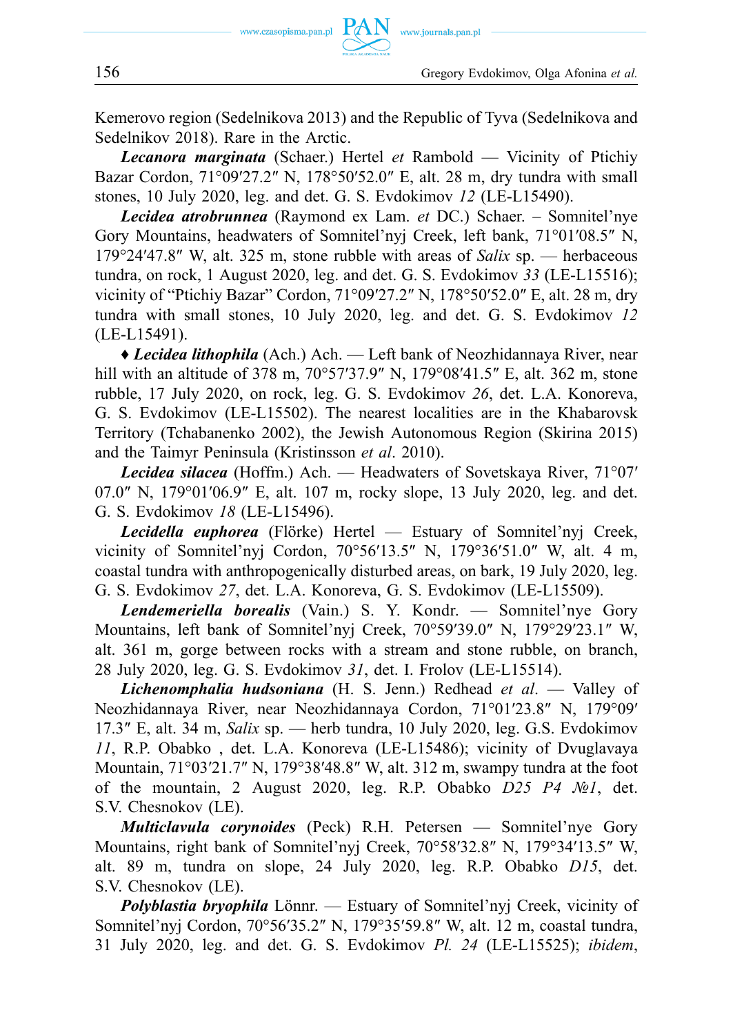Kemerovo region (Sedelnikova 2013) and the Republic of Tyva (Sedelnikova and Sedelnikov 2018). Rare in the Arctic.

***Lecanora marginata*** (Schaer.) Hertel *et* Rambold — Vicinity of Ptichiy Bazar Cordon, 71°09′27.2″ N, 178°50′52.0″ E, alt. 28 m, dry tundra with small stones, 10 July 2020, leg. and det. G. S. Evdokimov *12* (LE-L15490).

***Lecidea atrobrunnea*** (Raymond ex Lam. *et* DC.) Schaer. – Somnitel'nye Gory Mountains, headwaters of Somnitel'nyj Creek, left bank, 71°01′08.5″ N, 179°24′47.8″ W, alt. 325 m, stone rubble with areas of *Salix* sp. — herbaceous tundra, on rock, 1 August 2020, leg. and det. G. S. Evdokimov *33* (LE-L15516); vicinity of "Ptichiy Bazar" Cordon, 71°09′27.2″ N, 178°50′52.0″ E, alt. 28 m, dry tundra with small stones, 10 July 2020, leg. and det. G. S. Evdokimov *12* (LE-L15491).

♦ ***Lecidea lithophila*** (Ach.) Ach. — Left bank of Neozhidannaya River, near hill with an altitude of 378 m, 70°57′37.9″ N, 179°08′41.5″ E, alt. 362 m, stone rubble, 17 July 2020, on rock, leg. G. S. Evdokimov *26*, det. L.A. Konoreva, G. S. Evdokimov (LE-L15502). The nearest localities are in the Khabarovsk Territory (Tchabanenko 2002), the Jewish Autonomous Region (Skirina 2015) and the Taimyr Peninsula (Kristinsson *et al*. 2010).

***Lecidea silacea*** (Hoffm.) Ach. — Headwaters of Sovetskaya River, 71°07′07.0″ N, 179°01′06.9″ E, alt. 107 m, rocky slope, 13 July 2020, leg. and det. G. S. Evdokimov *18* (LE-L15496).

***Lecidella euphorea*** (Flörke) Hertel — Estuary of Somnitel'nyj Creek, vicinity of Somnitel'nyj Cordon, 70°56′13.5″ N, 179°36′51.0″ W, alt. 4 m, coastal tundra with anthropogenically disturbed areas, on bark, 19 July 2020, leg. G. S. Evdokimov *27*, det. L.A. Konoreva, G. S. Evdokimov (LE-L15509).

***Lendemeriella borealis*** (Vain.) S. Y. Kondr. — Somnitel'nye Gory Mountains, left bank of Somnitel'nyj Creek, 70°59′39.0″ N, 179°29′23.1″ W, alt. 361 m, gorge between rocks with a stream and stone rubble, on branch, 28 July 2020, leg. G. S. Evdokimov *31*, det. I. Frolov (LE-L15514).

***Lichenomphalia hudsoniana*** (H. S. Jenn.) Redhead *et al*. — Valley of Neozhidannaya River, near Neozhidannaya Cordon, 71°01′23.8″ N, 179°09′17.3″ E, alt. 34 m, *Salix* sp. — herb tundra, 10 July 2020, leg. G.S. Evdokimov *11*, R.P. Obabko , det. L.A. Konoreva (LE-L15486); vicinity of Dvuglavaya Mountain, 71°03′21.7″ N, 179°38′48.8″ W, alt. 312 m, swampy tundra at the foot of the mountain, 2 August 2020, leg. R.P. Obabko *D25 P4 №1*, det. S.V. Chesnokov (LE).

***Multiclavula corynoides*** (Peck) R.H. Petersen — Somnitel'nye Gory Mountains, right bank of Somnitel'nyj Creek, 70°58′32.8″ N, 179°34′13.5″ W, alt. 89 m, tundra on slope, 24 July 2020, leg. R.P. Obabko *D15*, det. S.V. Chesnokov (LE).

***Polyblastia bryophila*** Lönnr. — Estuary of Somnitel'nyj Creek, vicinity of Somnitel'nyj Cordon, 70°56′35.2″ N, 179°35′59.8″ W, alt. 12 m, coastal tundra, 31 July 2020, leg. and det. G. S. Evdokimov *Pl. 24* (LE-L15525); *ibidem*,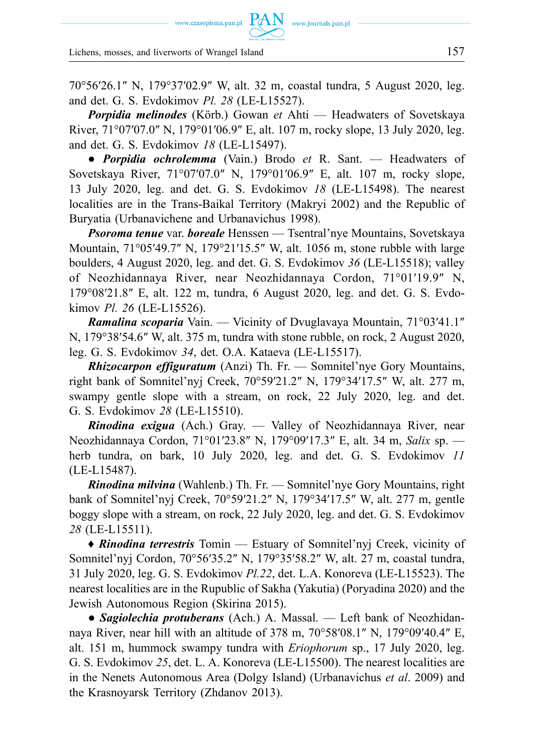70°56′26.1″ N, 179°37′02.9″ W, alt. 32 m, coastal tundra, 5 August 2020, leg. and det. G. S. Evdokimov *Pl. 28* (LE-L15527).

***Porpidia melinodes*** (Körb.) Gowan *et* Ahti — Headwaters of Sovetskaya River, 71°07′07.0″ N, 179°01′06.9″ E, alt. 107 m, rocky slope, 13 July 2020, leg. and det. G. S. Evdokimov *18* (LE-L15497).

● ***Porpidia ochrolemma*** (Vain.) Brodo *et* R. Sant. — Headwaters of Sovetskaya River, 71°07′07.0″ N, 179°01′06.9″ E, alt. 107 m, rocky slope, 13 July 2020, leg. and det. G. S. Evdokimov *18* (LE-L15498). The nearest localities are in the Trans-Baikal Territory (Makryi 2002) and the Republic of Buryatia (Urbanavichene and Urbanavichus 1998).

***Psoroma tenue*** var. ***boreale*** Henssen — Tsentral'nye Mountains, Sovetskaya Mountain, 71°05′49.7″ N, 179°21′15.5″ W, alt. 1056 m, stone rubble with large boulders, 4 August 2020, leg. and det. G. S. Evdokimov *36* (LE-L15518); valley of Neozhidannaya River, near Neozhidannaya Cordon, 71°01′19.9″ N, 179°08′21.8″ E, alt. 122 m, tundra, 6 August 2020, leg. and det. G. S. Evdokimov *Pl. 26* (LE-L15526).

***Ramalina scoparia*** Vain. — Vicinity of Dvuglavaya Mountain, 71°03′41.1″ N, 179°38′54.6″ W, alt. 375 m, tundra with stone rubble, on rock, 2 August 2020, leg. G. S. Evdokimov *34*, det. O.A. Kataeva (LE-L15517).

***Rhizocarpon effiguratum*** (Anzi) Th. Fr. — Somnitel'nye Gory Mountains, right bank of Somnitel'nyj Creek, 70°59′21.2″ N, 179°34′17.5″ W, alt. 277 m, swampy gentle slope with a stream, on rock, 22 July 2020, leg. and det. G. S. Evdokimov *28* (LE-L15510).

***Rinodina exigua*** (Ach.) Gray. — Valley of Neozhidannaya River, near Neozhidannaya Cordon, 71°01′23.8″ N, 179°09′17.3″ E, alt. 34 m, *Salix* sp. — herb tundra, on bark, 10 July 2020, leg. and det. G. S. Evdokimov *11* (LE-L15487).

***Rinodina milvina*** (Wahlenb.) Th. Fr. — Somnitel'nye Gory Mountains, right bank of Somnitel'nyj Creek, 70°59′21.2″ N, 179°34′17.5″ W, alt. 277 m, gentle boggy slope with a stream, on rock, 22 July 2020, leg. and det. G. S. Evdokimov *28* (LE-L15511).

♦ ***Rinodina terrestris*** Tomin — Estuary of Somnitel'nyj Creek, vicinity of Somnitel'nyj Cordon, 70°56′35.2″ N, 179°35′58.2″ W, alt. 27 m, coastal tundra, 31 July 2020, leg. G. S. Evdokimov *Pl.22*, det. L.A. Konoreva (LE-L15523). The nearest localities are in the Rupublic of Sakha (Yakutia) (Poryadina 2020) and the Jewish Autonomous Region (Skirina 2015).

● ***Sagiolechia protuberans*** (Ach.) A. Massal. — Left bank of Neozhidannaya River, near hill with an altitude of 378 m, 70°58′08.1″ N, 179°09′40.4″ E, alt. 151 m, hummock swampy tundra with *Eriophorum* sp., 17 July 2020, leg. G. S. Evdokimov *25*, det. L. A. Konoreva (LE-L15500). The nearest localities are in the Nenets Autonomous Area (Dolgy Island) (Urbanavichus *et al*. 2009) and the Krasnoyarsk Territory (Zhdanov 2013).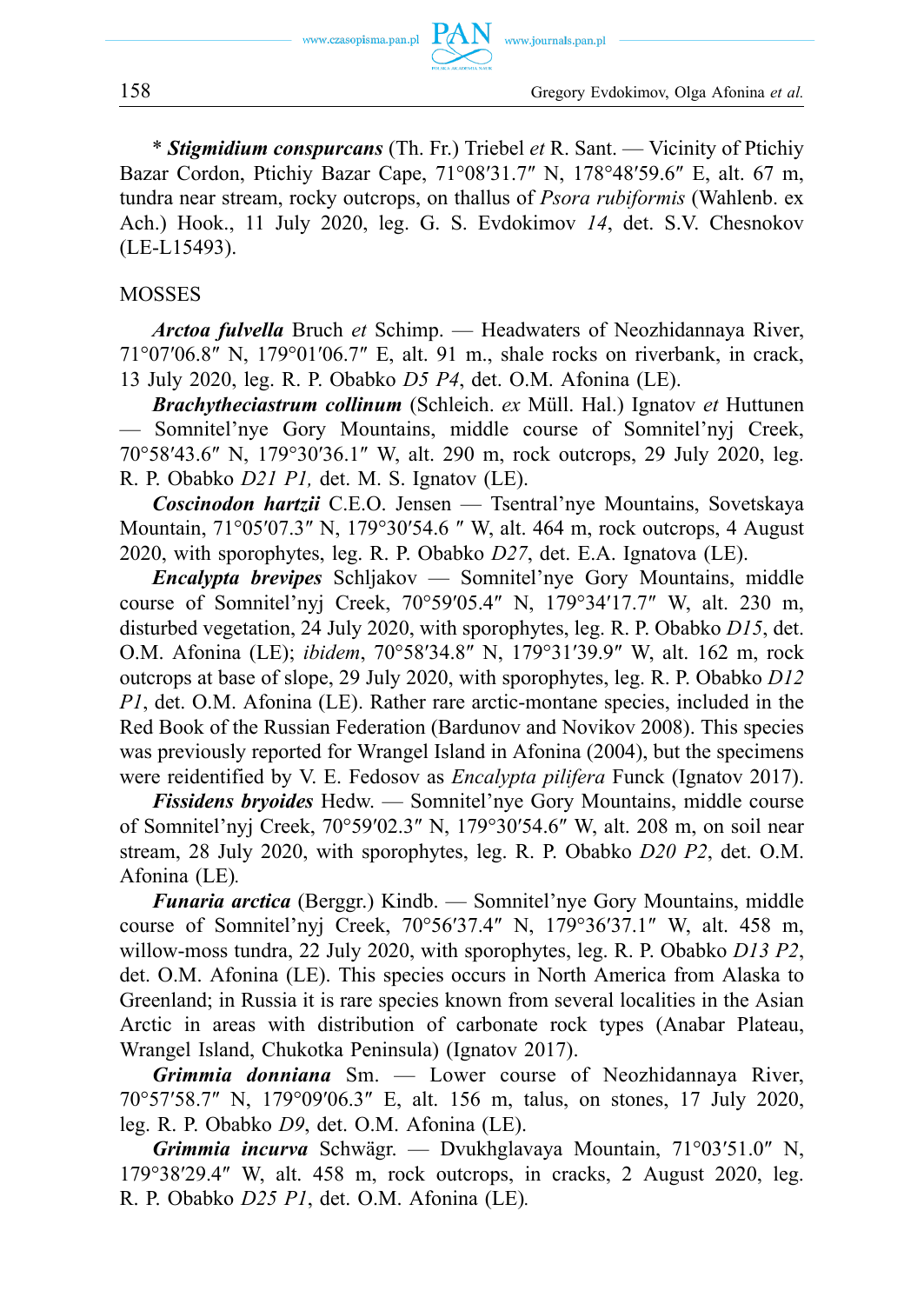\* ***Stigmidium conspurcans*** (Th. Fr.) Triebel *et* R. Sant. — Vicinity of Ptichiy Bazar Cordon, Ptichiy Bazar Cape, 71°08′31.7″ N, 178°48′59.6″ E, alt. 67 m, tundra near stream, rocky outcrops, on thallus of *Psora rubiformis* (Wahlenb. ex Ach.) Hook., 11 July 2020, leg. G. S. Evdokimov *14*, det. S.V. Chesnokov (LE-L15493).

MOSSES

***Arctoa fulvella*** Bruch *et* Schimp. — Headwaters of Neozhidannaya River, 71°07′06.8″ N, 179°01′06.7″ E, alt. 91 m., shale rocks on riverbank, in crack, 13 July 2020, leg. R. P. Obabko *D5 P4*, det. O.M. Afonina (LE).

***Brachytheciastrum collinum*** (Schleich. *ex* Müll. Hal.) Ignatov *et* Huttunen — Somnitel'nye Gory Mountains, middle course of Somnitel'nyj Creek, 70°58′43.6″ N, 179°30′36.1″ W, alt. 290 m, rock outcrops, 29 July 2020, leg. R. P. Obabko *D21 P1,* det. M. S. Ignatov (LE).

***Coscinodon hartzii*** C.E.O. Jensen — Tsentral'nye Mountains, Sovetskaya Mountain, 71°05′07.3″ N, 179°30′54.6 ″ W, alt. 464 m, rock outcrops, 4 August 2020, with sporophytes, leg. R. P. Obabko *D27*, det. E.A. Ignatova (LE).

***Encalypta brevipes*** Schljakov — Somnitel'nye Gory Mountains, middle course of Somnitel'nyj Creek, 70°59′05.4″ N, 179°34′17.7″ W, alt. 230 m, disturbed vegetation, 24 July 2020, with sporophytes, leg. R. P. Obabko *D15*, det. O.M. Afonina (LE); *ibidem*, 70°58′34.8″ N, 179°31′39.9″ W, alt. 162 m, rock outcrops at base of slope, 29 July 2020, with sporophytes, leg. R. P. Obabko *D12 P1*, det. O.M. Afonina (LE). Rather rare arctic-montane species, included in the Red Book of the Russian Federation (Bardunov and Novikov 2008). This species was previously reported for Wrangel Island in Afonina (2004), but the specimens were reidentified by V. E. Fedosov as *Encalypta pilifera* Funck (Ignatov 2017).

***Fissidens bryoides*** Hedw. — Somnitel'nye Gory Mountains, middle course of Somnitel'nyj Creek, 70°59′02.3″ N, 179°30′54.6″ W, alt. 208 m, on soil near stream, 28 July 2020, with sporophytes, leg. R. P. Obabko *D20 P2*, det. O.M. Afonina (LE).

***Funaria arctica*** (Berggr.) Kindb. — Somnitel'nye Gory Mountains, middle course of Somnitel'nyj Creek, 70°56′37.4″ N, 179°36′37.1″ W, alt. 458 m, willow-moss tundra, 22 July 2020, with sporophytes, leg. R. P. Obabko *D13 P2*, det. O.M. Afonina (LE). This species occurs in North America from Alaska to Greenland; in Russia it is rare species known from several localities in the Asian Arctic in areas with distribution of carbonate rock types (Anabar Plateau, Wrangel Island, Chukotka Peninsula) (Ignatov 2017).

***Grimmia donniana*** Sm. — Lower course of Neozhidannaya River, 70°57′58.7″ N, 179°09′06.3″ E, alt. 156 m, talus, on stones, 17 July 2020, leg. R. P. Obabko *D9*, det. O.M. Afonina (LE).

***Grimmia incurva*** Schwägr. — Dvukhglavaya Mountain, 71°03′51.0″ N, 179°38′29.4″ W, alt. 458 m, rock outcrops, in cracks, 2 August 2020, leg. R. P. Obabko *D25 P1*, det. O.M. Afonina (LE).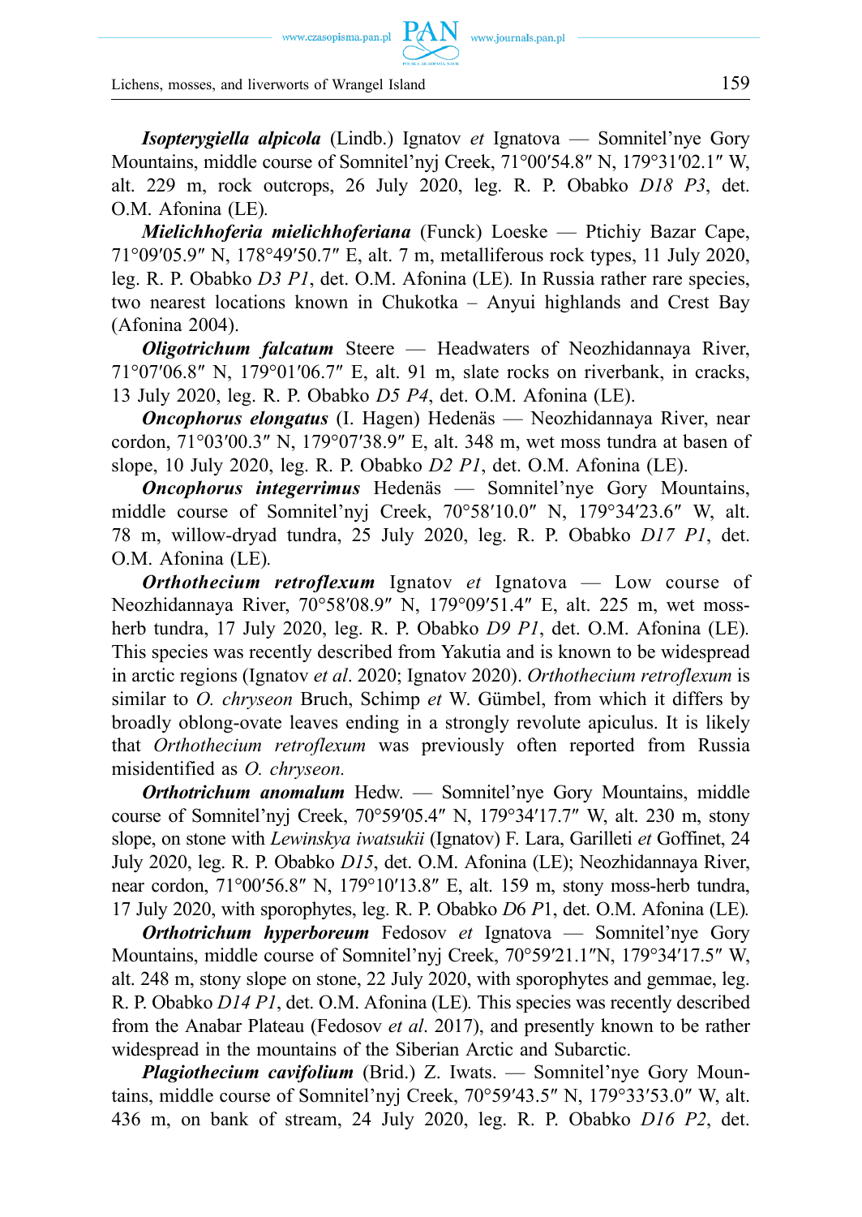***Isopterygiella alpicola*** (Lindb.) Ignatov *et* Ignatova — Somnitel'nye Gory Mountains, middle course of Somnitel'nyj Creek, 71°00′54.8″ N, 179°31′02.1″ W, alt. 229 m, rock outcrops, 26 July 2020, leg. R. P. Obabko *D18 P3*, det. O.M. Afonina (LE).

***Mielichhoferia mielichhoferiana*** (Funck) Loeske — Ptichiy Bazar Cape, 71°09′05.9″ N, 178°49′50.7″ E, alt. 7 m, metalliferous rock types, 11 July 2020, leg. R. P. Obabko *D3 P1*, det. O.M. Afonina (LE). In Russia rather rare species, two nearest locations known in Chukotka – Anyui highlands and Crest Bay (Afonina 2004).

***Oligotrichum falcatum*** Steere — Headwaters of Neozhidannaya River, 71°07′06.8″ N, 179°01′06.7″ E, alt. 91 m, slate rocks on riverbank, in cracks, 13 July 2020, leg. R. P. Obabko *D5 P4*, det. O.M. Afonina (LE).

***Oncophorus elongatus*** (I. Hagen) Hedenäs — Neozhidannaya River, near cordon, 71°03′00.3″ N, 179°07′38.9″ E, alt. 348 m, wet moss tundra at basen of slope, 10 July 2020, leg. R. P. Obabko *D2 P1*, det. O.M. Afonina (LE).

***Oncophorus integerrimus*** Hedenäs — Somnitel'nye Gory Mountains, middle course of Somnitel'nyj Creek, 70°58′10.0″ N, 179°34′23.6″ W, alt. 78 m, willow-dryad tundra, 25 July 2020, leg. R. P. Obabko *D17 P1*, det. O.M. Afonina (LE).

***Orthothecium retroflexum*** Ignatov *et* Ignatova — Low course of Neozhidannaya River, 70°58′08.9″ N, 179°09′51.4″ E, alt. 225 m, wet moss-herb tundra, 17 July 2020, leg. R. P. Obabko *D9 P1*, det. O.M. Afonina (LE). This species was recently described from Yakutia and is known to be widespread in arctic regions (Ignatov *et al*. 2020; Ignatov 2020). *Orthothecium retroflexum* is similar to *O. chryseon* Bruch, Schimp *et* W. Gümbel, from which it differs by broadly oblong-ovate leaves ending in a strongly revolute apiculus. It is likely that *Orthothecium retroflexum* was previously often reported from Russia misidentified as *O. chryseon.*

***Orthotrichum anomalum*** Hedw. — Somnitel'nye Gory Mountains, middle course of Somnitel'nyj Creek, 70°59′05.4″ N, 179°34′17.7″ W, alt. 230 m, stony slope, on stone with *Lewinskya iwatsukii* (Ignatov) F. Lara, Garilleti *et* Goffinet, 24 July 2020, leg. R. P. Obabko *D15*, det. O.M. Afonina (LE); Neozhidannaya River, near cordon, 71°00′56.8″ N, 179°10′13.8″ E, alt. 159 m, stony moss-herb tundra, 17 July 2020, with sporophytes, leg. R. P. Obabko *D*6 *P*1, det. O.M. Afonina (LE).

***Orthotrichum hyperboreum*** Fedosov *et* Ignatova — Somnitel'nye Gory Mountains, middle course of Somnitel'nyj Creek, 70°59′21.1″N, 179°34′17.5″ W, alt. 248 m, stony slope on stone, 22 July 2020, with sporophytes and gemmae, leg. R. P. Obabko *D14 P1*, det. O.M. Afonina (LE). This species was recently described from the Anabar Plateau (Fedosov *et al*. 2017), and presently known to be rather widespread in the mountains of the Siberian Arctic and Subarctic.

***Plagiothecium cavifolium*** (Brid.) Z. Iwats. — Somnitel'nye Gory Mountains, middle course of Somnitel'nyj Creek, 70°59′43.5″ N, 179°33′53.0″ W, alt. 436 m, on bank of stream, 24 July 2020, leg. R. P. Obabko *D16 P2*, det.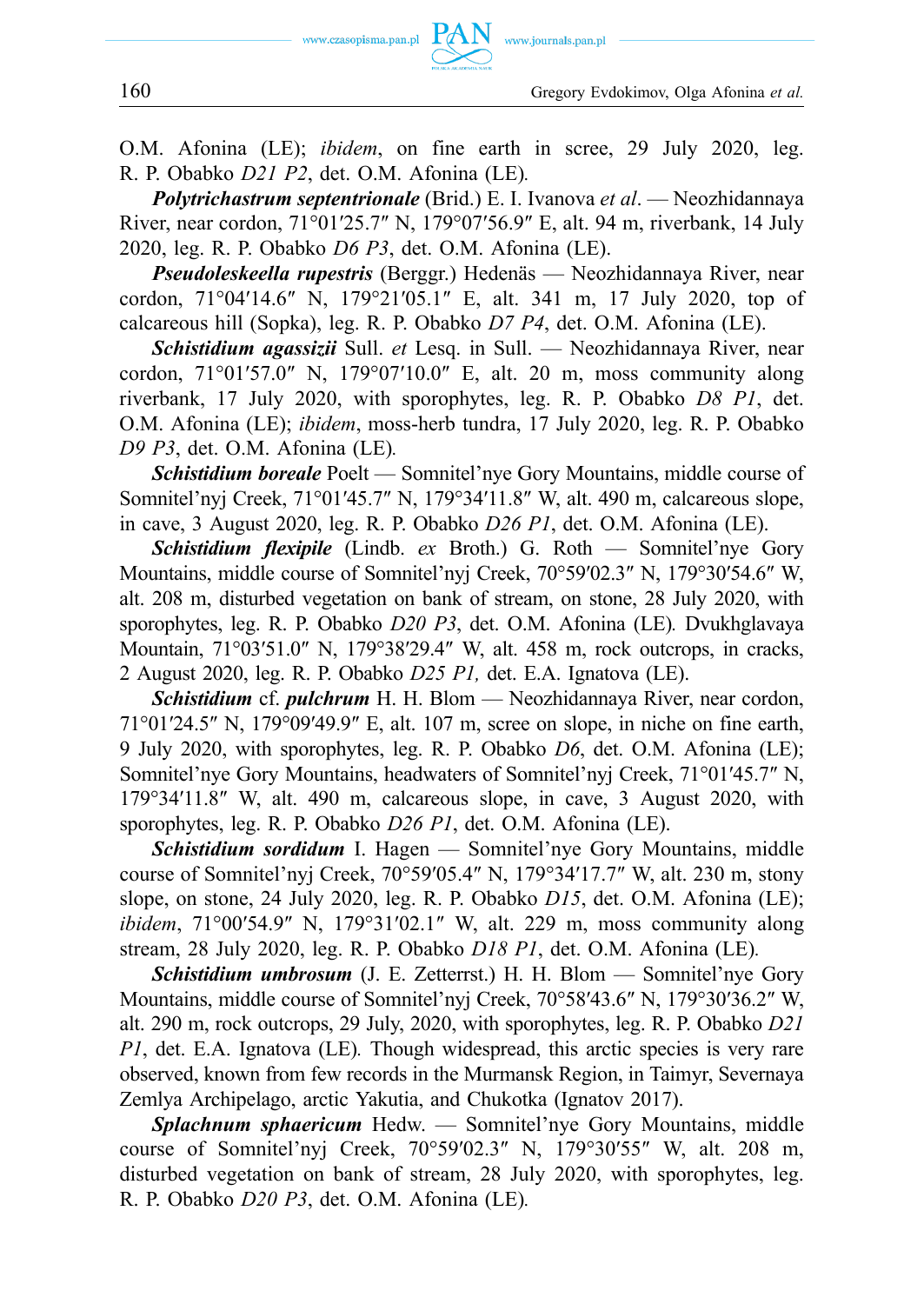O.M. Afonina (LE); *ibidem*, on fine earth in scree, 29 July 2020, leg. R. P. Obabko *D21 P2*, det. O.M. Afonina (LE).

***Polytrichastrum septentrionale*** (Brid.) E. I. Ivanova *et al*. — Neozhidannaya River, near cordon, 71°01′25.7″ N, 179°07′56.9″ E, alt. 94 m, riverbank, 14 July 2020, leg. R. P. Obabko *D6 P3*, det. O.M. Afonina (LE).

***Pseudoleskeella rupestris*** (Berggr.) Hedenäs — Neozhidannaya River, near cordon, 71°04′14.6″ N, 179°21′05.1″ E, alt. 341 m, 17 July 2020, top of calcareous hill (Sopka), leg. R. P. Obabko *D7 P4*, det. O.M. Afonina (LE).

***Schistidium agassizii*** Sull. *et* Lesq. in Sull. — Neozhidannaya River, near cordon, 71°01′57.0″ N, 179°07′10.0″ E, alt. 20 m, moss community along riverbank, 17 July 2020, with sporophytes, leg. R. P. Obabko *D8 P1*, det. O.M. Afonina (LE); *ibidem*, moss-herb tundra, 17 July 2020, leg. R. P. Obabko *D9 P3*, det. O.M. Afonina (LE).

***Schistidium boreale*** Poelt — Somnitel'nye Gory Mountains, middle course of Somnitel'nyj Creek, 71°01′45.7″ N, 179°34′11.8″ W, alt. 490 m, calcareous slope, in cave, 3 August 2020, leg. R. P. Obabko *D26 P1*, det. O.M. Afonina (LE).

***Schistidium flexipile*** (Lindb. *ex* Broth.) G. Roth — Somnitel'nye Gory Mountains, middle course of Somnitel'nyj Creek, 70°59′02.3″ N, 179°30′54.6″ W, alt. 208 m, disturbed vegetation on bank of stream, on stone, 28 July 2020, with sporophytes, leg. R. P. Obabko *D20 P3*, det. O.M. Afonina (LE). Dvukhglavaya Mountain, 71°03′51.0″ N, 179°38′29.4″ W, alt. 458 m, rock outcrops, in cracks, 2 August 2020, leg. R. P. Obabko *D25 P1,* det. E.A. Ignatova (LE).

***Schistidium*** cf. ***pulchrum*** H. H. Blom — Neozhidannaya River, near cordon, 71°01′24.5″ N, 179°09′49.9″ E, alt. 107 m, scree on slope, in niche on fine earth, 9 July 2020, with sporophytes, leg. R. P. Obabko *D6*, det. O.M. Afonina (LE); Somnitel'nye Gory Mountains, headwaters of Somnitel'nyj Creek, 71°01′45.7″ N, 179°34′11.8″ W, alt. 490 m, calcareous slope, in cave, 3 August 2020, with sporophytes, leg. R. P. Obabko *D26 P1*, det. O.M. Afonina (LE).

***Schistidium sordidum*** I. Hagen — Somnitel'nye Gory Mountains, middle course of Somnitel'nyj Creek, 70°59′05.4″ N, 179°34′17.7″ W, alt. 230 m, stony slope, on stone, 24 July 2020, leg. R. P. Obabko *D15*, det. O.M. Afonina (LE); *ibidem*, 71°00′54.9″ N, 179°31′02.1″ W, alt. 229 m, moss community along stream, 28 July 2020, leg. R. P. Obabko *D18 P1*, det. O.M. Afonina (LE).

***Schistidium umbrosum*** (J. E. Zetterst.) H. H. Blom — Somnitel'nye Gory Mountains, middle course of Somnitel'nyj Creek, 70°58′43.6″ N, 179°30′36.2″ W, alt. 290 m, rock outcrops, 29 July, 2020, with sporophytes, leg. R. P. Obabko *D21 P1*, det. E.A. Ignatova (LE). Though widespread, this arctic species is very rare observed, known from few records in the Murmansk Region, in Taimyr, Severnaya Zemlya Archipelago, arctic Yakutia, and Chukotka (Ignatov 2017).

***Splachnum sphaericum*** Hedw. — Somnitel'nye Gory Mountains, middle course of Somnitel'nyj Creek, 70°59′02.3″ N, 179°30′55″ W, alt. 208 m, disturbed vegetation on bank of stream, 28 July 2020, with sporophytes, leg. R. P. Obabko *D20 P3*, det. O.M. Afonina (LE).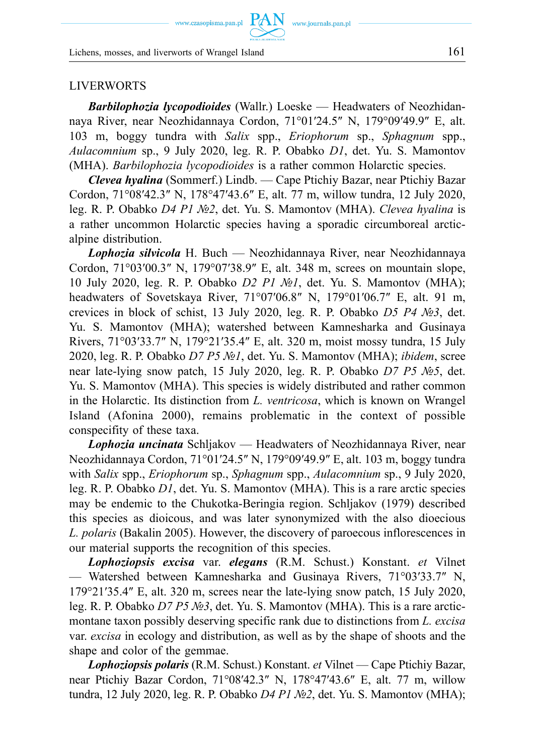LIVERWORTS

***Barbilophozia lycopodioides*** (Wallr.) Loeske — Headwaters of Neozhidannaya River, near Neozhidannaya Cordon, 71°01′24.5″ N, 179°09′49.9″ E, alt. 103 m, boggy tundra with *Salix* spp., *Eriophorum* sp., *Sphagnum* spp., *Aulacomnium* sp., 9 July 2020, leg. R. P. Obabko *D1*, det. Yu. S. Mamontov (MHA). *Barbilophozia lycopodioides* is a rather common Holarctic species.

***Clevea hyalina*** (Sommerf.) Lindb. — Cape Ptichiy Bazar, near Ptichiy Bazar Cordon, 71°08′42.3″ N, 178°47′43.6″ E, alt. 77 m, willow tundra, 12 July 2020, leg. R. P. Obabko *D4 P1 №2*, det. Yu. S. Mamontov (MHA). *Clevea hyalina* is a rather uncommon Holarctic species having a sporadic circumboreal arctic-alpine distribution.

***Lophozia silvicola*** H. Buch — Neozhidannaya River, near Neozhidannaya Cordon, 71°03′00.3″ N, 179°07′38.9″ E, alt. 348 m, screes on mountain slope, 10 July 2020, leg. R. P. Obabko *D2 P1 №1*, det. Yu. S. Mamontov (MHA); headwaters of Sovetskaya River, 71°07′06.8″ N, 179°01′06.7″ E, alt. 91 m, crevices in block of schist, 13 July 2020, leg. R. P. Obabko *D5 P4 №3*, det. Yu. S. Mamontov (MHA); watershed between Kamnesharka and Gusinaya Rivers, 71°03′33.7″ N, 179°21′35.4″ E, alt. 320 m, moist mossy tundra, 15 July 2020, leg. R. P. Obabko *D7 P5 №1*, det. Yu. S. Mamontov (MHA); *ibidem*, scree near late-lying snow patch, 15 July 2020, leg. R. P. Obabko *D7 P5 №5*, det. Yu. S. Mamontov (MHA). This species is widely distributed and rather common in the Holarctic. Its distinction from *L. ventricosa*, which is known on Wrangel Island (Afonina 2000), remains problematic in the context of possible conspecifity of these taxa.

***Lophozia uncinata*** Schljakov — Headwaters of Neozhidannaya River, near Neozhidannaya Cordon, 71°01′24.5″ N, 179°09′49.9″ E, alt. 103 m, boggy tundra with *Salix* spp., *Eriophorum* sp., *Sphagnum* spp., *Aulacomnium* sp., 9 July 2020, leg. R. P. Obabko *D1*, det. Yu. S. Mamontov (MHA). This is a rare arctic species may be endemic to the Chukotka-Beringia region. Schljakov (1979) described this species as dioicous, and was later synonymized with the also dioecious *L. polaris* (Bakalin 2005). However, the discovery of paroecous inflorescences in our material supports the recognition of this species.

***Lophoziopsis excisa*** var. ***elegans*** (R.M. Schust.) Konstant. *et* Vilnet — Watershed between Kamnesharka and Gusinaya Rivers, 71°03′33.7″ N, 179°21′35.4″ E, alt. 320 m, screes near the late-lying snow patch, 15 July 2020, leg. R. P. Obabko *D7 P5 №3*, det. Yu. S. Mamontov (MHA). This is a rare arctic-montane taxon possibly deserving specific rank due to distinctions from *L. excisa* var. *excisa* in ecology and distribution, as well as by the shape of shoots and the shape and color of the gemmae.

***Lophoziopsis polaris*** (R.M. Schust.) Konstant. *et* Vilnet — Cape Ptichiy Bazar, near Ptichiy Bazar Cordon, 71°08′42.3″ N, 178°47′43.6″ E, alt. 77 m, willow tundra, 12 July 2020, leg. R. P. Obabko *D4 P1 №2*, det. Yu. S. Mamontov (MHA);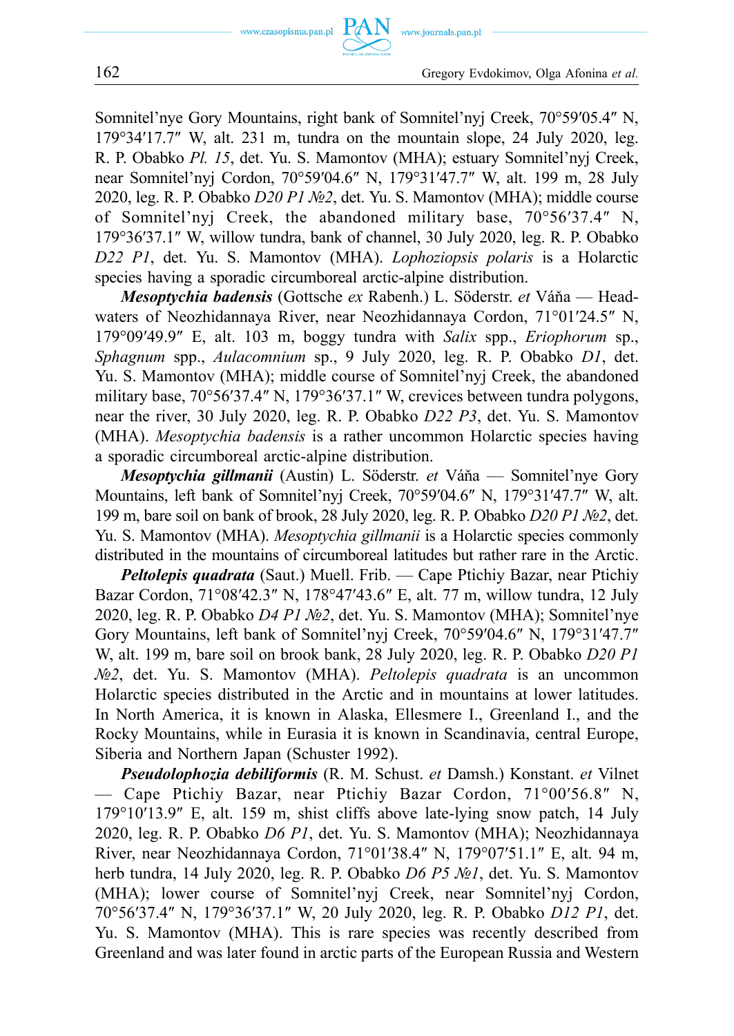Somnitel'nye Gory Mountains, right bank of Somnitel'nyj Creek, 70°59′05.4″ N, 179°34′17.7″ W, alt. 231 m, tundra on the mountain slope, 24 July 2020, leg. R. P. Obabko *Pl. 15*, det. Yu. S. Mamontov (MHA); estuary Somnitel'nyj Creek, near Somnitel'nyj Cordon, 70°59′04.6″ N, 179°31′47.7″ W, alt. 199 m, 28 July 2020, leg. R. P. Obabko *D20 P1 №2*, det. Yu. S. Mamontov (MHA); middle course of Somnitel'nyj Creek, the abandoned military base, 70°56′37.4″ N, 179°36′37.1″ W, willow tundra, bank of channel, 30 July 2020, leg. R. P. Obabko *D22 P1*, det. Yu. S. Mamontov (MHA). *Lophoziopsis polaris* is a Holarctic species having a sporadic circumboreal arctic-alpine distribution.

***Mesoptychia badensis*** (Gottsche *ex* Rabenh.) L. Söderstr. *et* Váňa — Headwaters of Neozhidannaya River, near Neozhidannaya Cordon, 71°01′24.5″ N, 179°09′49.9″ E, alt. 103 m, boggy tundra with *Salix* spp., *Eriophorum* sp., *Sphagnum* spp., *Aulacomnium* sp., 9 July 2020, leg. R. P. Obabko *D1*, det. Yu. S. Mamontov (MHA); middle course of Somnitel'nyj Creek, the abandoned military base, 70°56′37.4″ N, 179°36′37.1″ W, crevices between tundra polygons, near the river, 30 July 2020, leg. R. P. Obabko *D22 P3*, det. Yu. S. Mamontov (MHA). *Mesoptychia badensis* is a rather uncommon Holarctic species having a sporadic circumboreal arctic-alpine distribution.

***Mesoptychia gillmanii*** (Austin) L. Söderstr. *et* Váňa — Somnitel'nye Gory Mountains, left bank of Somnitel'nyj Creek, 70°59′04.6″ N, 179°31′47.7″ W, alt. 199 m, bare soil on bank of brook, 28 July 2020, leg. R. P. Obabko *D20 P1 №2*, det. Yu. S. Mamontov (MHA). *Mesoptychia gillmanii* is a Holarctic species commonly distributed in the mountains of circumboreal latitudes but rather rare in the Arctic.

***Peltolepis quadrata*** (Saut.) Muell. Frib. — Cape Ptichiy Bazar, near Ptichiy Bazar Cordon, 71°08′42.3″ N, 178°47′43.6″ E, alt. 77 m, willow tundra, 12 July 2020, leg. R. P. Obabko *D4 P1 №2*, det. Yu. S. Mamontov (MHA); Somnitel'nye Gory Mountains, left bank of Somnitel'nyj Creek, 70°59′04.6″ N, 179°31′47.7″ W, alt. 199 m, bare soil on brook bank, 28 July 2020, leg. R. P. Obabko *D20 P1 №2*, det. Yu. S. Mamontov (MHA). *Peltolepis quadrata* is an uncommon Holarctic species distributed in the Arctic and in mountains at lower latitudes. In North America, it is known in Alaska, Ellesmere I., Greenland I., and the Rocky Mountains, while in Eurasia it is known in Scandinavia, central Europe, Siberia and Northern Japan (Schuster 1992).

***Pseudolophozia debiliformis*** (R. M. Schust. *et* Damsh.) Konstant. *et* Vilnet — Cape Ptichiy Bazar, near Ptichiy Bazar Cordon, 71°00′56.8″ N, 179°10′13.9″ E, alt. 159 m, shist cliffs above late-lying snow patch, 14 July 2020, leg. R. P. Obabko *D6 P1*, det. Yu. S. Mamontov (MHA); Neozhidannaya River, near Neozhidannaya Cordon, 71°01′38.4″ N, 179°07′51.1″ E, alt. 94 m, herb tundra, 14 July 2020, leg. R. P. Obabko *D6 P5 №1*, det. Yu. S. Mamontov (MHA); lower course of Somnitel'nyj Creek, near Somnitel'nyj Cordon, 70°56′37.4″ N, 179°36′37.1″ W, 20 July 2020, leg. R. P. Obabko *D12 P1*, det. Yu. S. Mamontov (MHA). This is rare species was recently described from Greenland and was later found in arctic parts of the European Russia and Western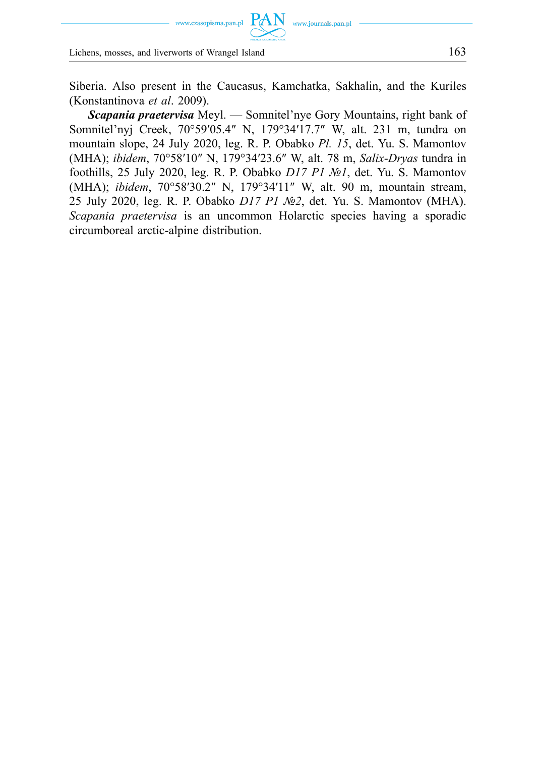Siberia. Also present in the Caucasus, Kamchatka, Sakhalin, and the Kuriles (Konstantinova *et al*. 2009).

***Scapania praetervisa*** Meyl. — Somnitel'nye Gory Mountains, right bank of Somnitel'nyj Creek, 70°59′05.4″ N, 179°34′17.7″ W, alt. 231 m, tundra on mountain slope, 24 July 2020, leg. R. P. Obabko *Pl. 15*, det. Yu. S. Mamontov (MHA); *ibidem*, 70°58′10″ N, 179°34′23.6″ W, alt. 78 m, *Salix*-*Dryas* tundra in foothills, 25 July 2020, leg. R. P. Obabko *D17 P1 №1*, det. Yu. S. Mamontov (MHA); *ibidem*, 70°58′30.2″ N, 179°34′11″ W, alt. 90 m, mountain stream, 25 July 2020, leg. R. P. Obabko *D17 P1 №2*, det. Yu. S. Mamontov (MHA). *Scapania praetervisa* is an uncommon Holarctic species having a sporadic circumboreal arctic-alpine distribution.